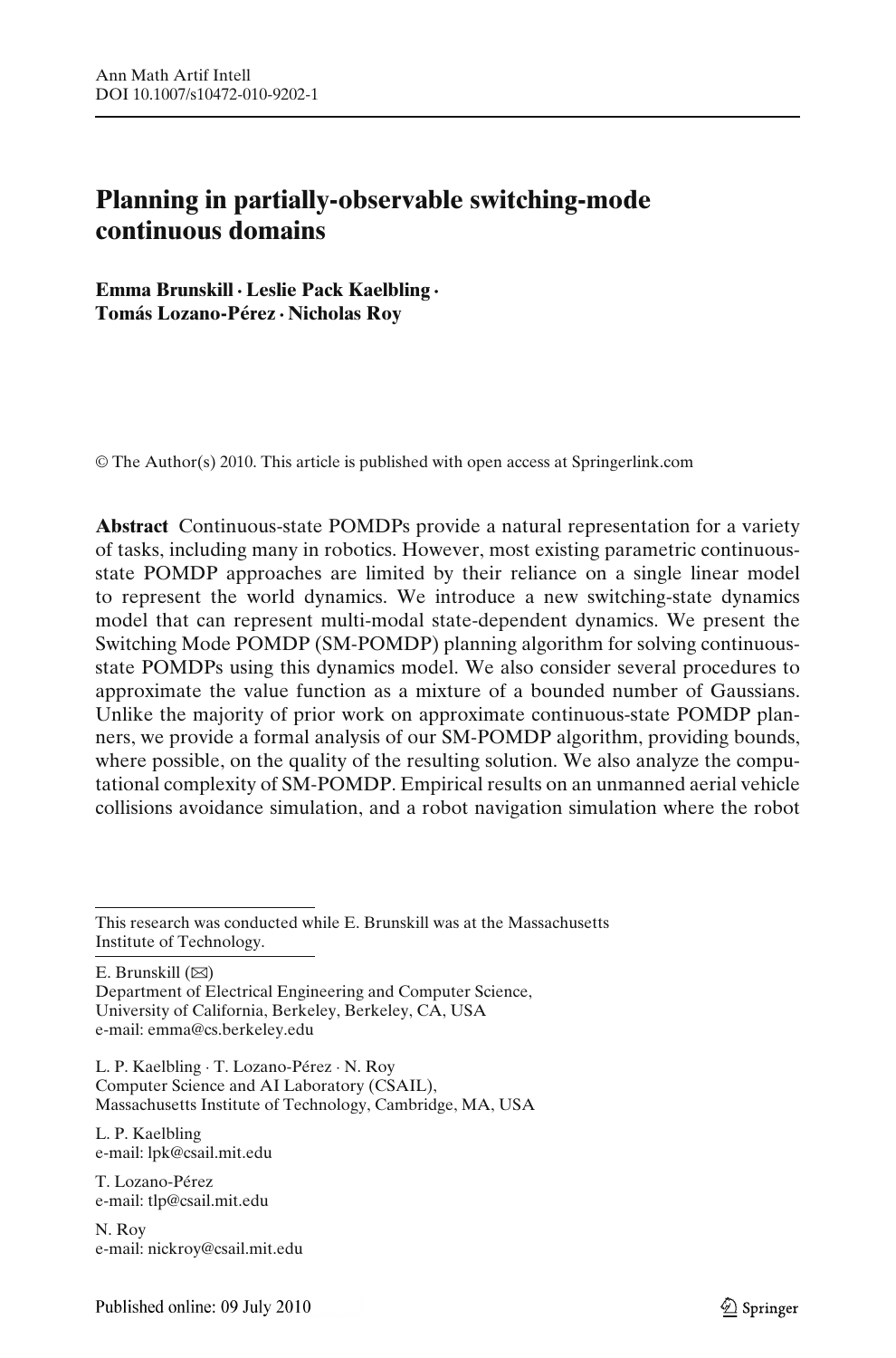# Planning in partially-observable switching-mode continuous domains

**Emma Brunskill · Leslie Pack Kaelbling · Tomás Lozano-Pérez · Nicholas Roy**

© The Author(s) 2010. This article is published with open access at Springerlink.com

**Abstract** Continuous-state POMDPs provide a natural representation for a variety of tasks, including many in robotics. However, most existing parametric continuous-state POMDP approaches are limited by their reliance on a single linear model to represent the world dynamics. We introduce a new switching-state dynamics model that can represent multi-modal state-dependent dynamics. We present the Switching Mode POMDP (SM-POMDP) planning algorithm for solving continuous-state POMDPs using this dynamics model. We also consider several procedures to approximate the value function as a mixture of a bounded number of Gaussians. Unlike the majority of prior work on approximate continuous-state POMDP planners, we provide a formal analysis of our SM-POMDP algorithm, providing bounds, where possible, on the quality of the resulting solution. We also analyze the computational complexity of SM-POMDP. Empirical results on an unmanned aerial vehicle collisions avoidance simulation, and a robot navigation simulation where the robot

---

This research was conducted while E. Brunskill was at the Massachusetts Institute of Technology.

E. Brunskill (✉)
Department of Electrical Engineering and Computer Science,
University of California, Berkeley, Berkeley, CA, USA
e-mail: emma@cs.berkeley.edu

L. P. Kaelbling · T. Lozano-Pérez · N. Roy
Computer Science and AI Laboratory (CSAIL),
Massachusetts Institute of Technology, Cambridge, MA, USA

L. P. Kaelbling
e-mail: lpk@csail.mit.edu

T. Lozano-Pérez
e-mail: tlp@csail.mit.edu

N. Roy
e-mail: nickroy@csail.mit.edu

Published online: 09 July 2010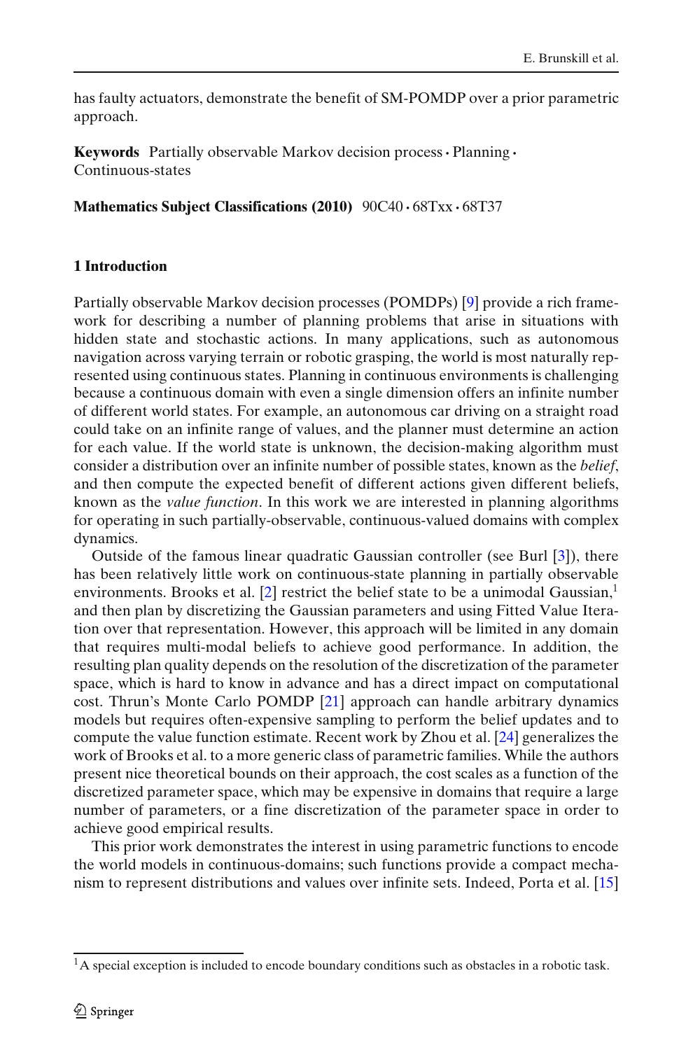has faulty actuators, demonstrate the benefit of SM-POMDP over a prior parametric approach.

**Keywords** Partially observable Markov decision process · Planning · Continuous-states

**Mathematics Subject Classifications (2010)** 90C40 · 68Txx · 68T37

## 1 Introduction

Partially observable Markov decision processes (POMDPs) [9] provide a rich framework for describing a number of planning problems that arise in situations with hidden state and stochastic actions. In many applications, such as autonomous navigation across varying terrain or robotic grasping, the world is most naturally represented using continuous states. Planning in continuous environments is challenging because a continuous domain with even a single dimension offers an infinite number of different world states. For example, an autonomous car driving on a straight road could take on an infinite range of values, and the planner must determine an action for each value. If the world state is unknown, the decision-making algorithm must consider a distribution over an infinite number of possible states, known as the *belief*, and then compute the expected benefit of different actions given different beliefs, known as the *value function*. In this work we are interested in planning algorithms for operating in such partially-observable, continuous-valued domains with complex dynamics.

Outside of the famous linear quadratic Gaussian controller (see Burl [3]), there has been relatively little work on continuous-state planning in partially observable environments. Brooks et al. [2] restrict the belief state to be a unimodal Gaussian,[1] and then plan by discretizing the Gaussian parameters and using Fitted Value Iteration over that representation. However, this approach will be limited in any domain that requires multi-modal beliefs to achieve good performance. In addition, the resulting plan quality depends on the resolution of the discretization of the parameter space, which is hard to know in advance and has a direct impact on computational cost. Thrun's Monte Carlo POMDP [21] approach can handle arbitrary dynamics models but requires often-expensive sampling to perform the belief updates and to compute the value function estimate. Recent work by Zhou et al. [24] generalizes the work of Brooks et al. to a more generic class of parametric families. While the authors present nice theoretical bounds on their approach, the cost scales as a function of the discretized parameter space, which may be expensive in domains that require a large number of parameters, or a fine discretization of the parameter space in order to achieve good empirical results.

This prior work demonstrates the interest in using parametric functions to encode the world models in continuous-domains; such functions provide a compact mechanism to represent distributions and values over infinite sets. Indeed, Porta et al. [15]

[1] A special exception is included to encode boundary conditions such as obstacles in a robotic task.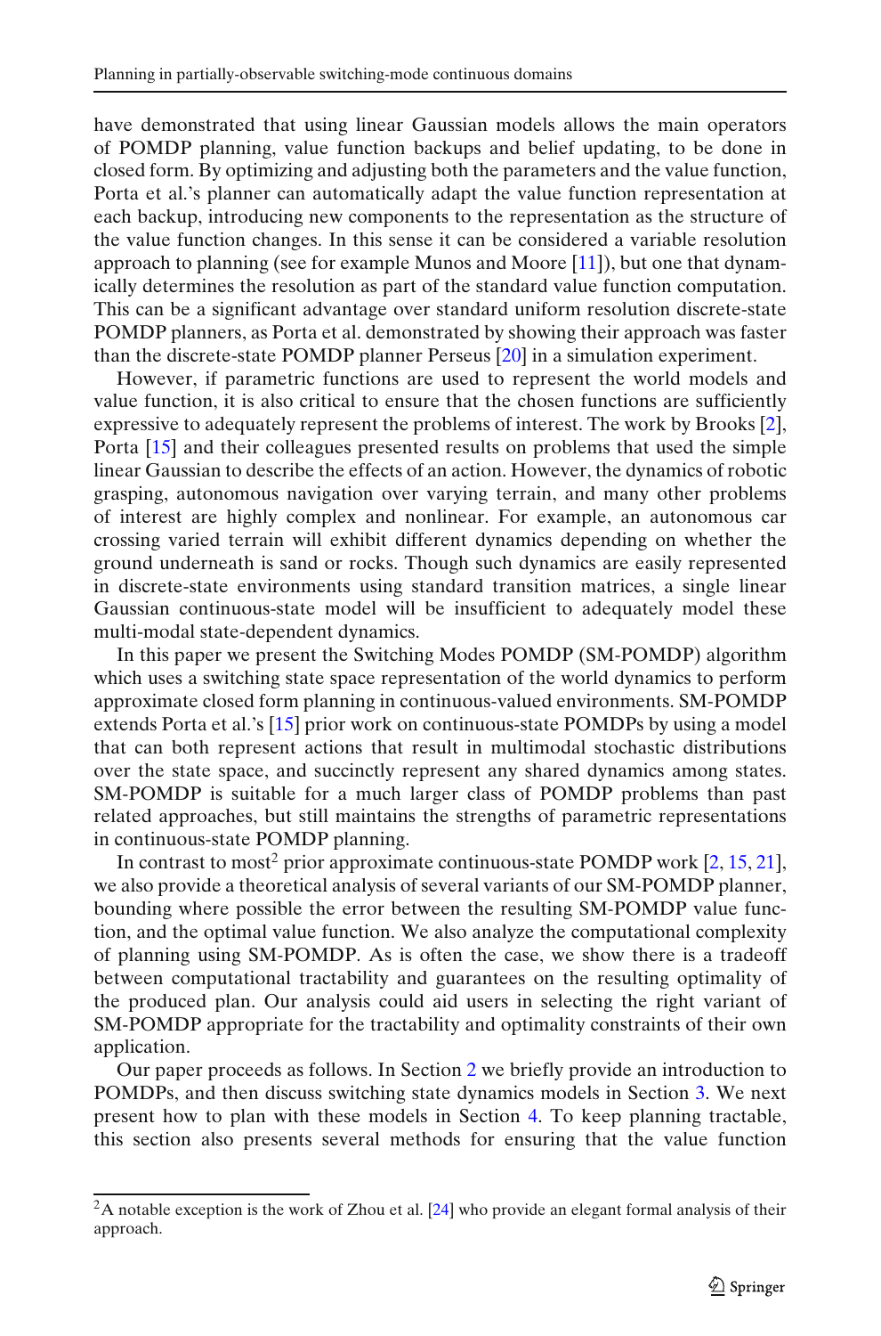have demonstrated that using linear Gaussian models allows the main operators of POMDP planning, value function backups and belief updating, to be done in closed form. By optimizing and adjusting both the parameters and the value function, Porta et al.'s planner can automatically adapt the value function representation at each backup, introducing new components to the representation as the structure of the value function changes. In this sense it can be considered a variable resolution approach to planning (see for example Munos and Moore [11]), but one that dynamically determines the resolution as part of the standard value function computation. This can be a significant advantage over standard uniform resolution discrete-state POMDP planners, as Porta et al. demonstrated by showing their approach was faster than the discrete-state POMDP planner Perseus [20] in a simulation experiment.

However, if parametric functions are used to represent the world models and value function, it is also critical to ensure that the chosen functions are sufficiently expressive to adequately represent the problems of interest. The work by Brooks [2], Porta [15] and their colleagues presented results on problems that used the simple linear Gaussian to describe the effects of an action. However, the dynamics of robotic grasping, autonomous navigation over varying terrain, and many other problems of interest are highly complex and nonlinear. For example, an autonomous car crossing varied terrain will exhibit different dynamics depending on whether the ground underneath is sand or rocks. Though such dynamics are easily represented in discrete-state environments using standard transition matrices, a single linear Gaussian continuous-state model will be insufficient to adequately model these multi-modal state-dependent dynamics.

In this paper we present the Switching Modes POMDP (SM-POMDP) algorithm which uses a switching state space representation of the world dynamics to perform approximate closed form planning in continuous-valued environments. SM-POMDP extends Porta et al.'s [15] prior work on continuous-state POMDPs by using a model that can both represent actions that result in multimodal stochastic distributions over the state space, and succinctly represent any shared dynamics among states. SM-POMDP is suitable for a much larger class of POMDP problems than past related approaches, but still maintains the strengths of parametric representations in continuous-state POMDP planning.

In contrast to most[2] prior approximate continuous-state POMDP work [2, 15, 21], we also provide a theoretical analysis of several variants of our SM-POMDP planner, bounding where possible the error between the resulting SM-POMDP value function, and the optimal value function. We also analyze the computational complexity of planning using SM-POMDP. As is often the case, we show there is a tradeoff between computational tractability and guarantees on the resulting optimality of the produced plan. Our analysis could aid users in selecting the right variant of SM-POMDP appropriate for the tractability and optimality constraints of their own application.

Our paper proceeds as follows. In Section 2 we briefly provide an introduction to POMDPs, and then discuss switching state dynamics models in Section 3. We next present how to plan with these models in Section 4. To keep planning tractable, this section also presents several methods for ensuring that the value function

[2] A notable exception is the work of Zhou et al. [24] who provide an elegant formal analysis of their approach.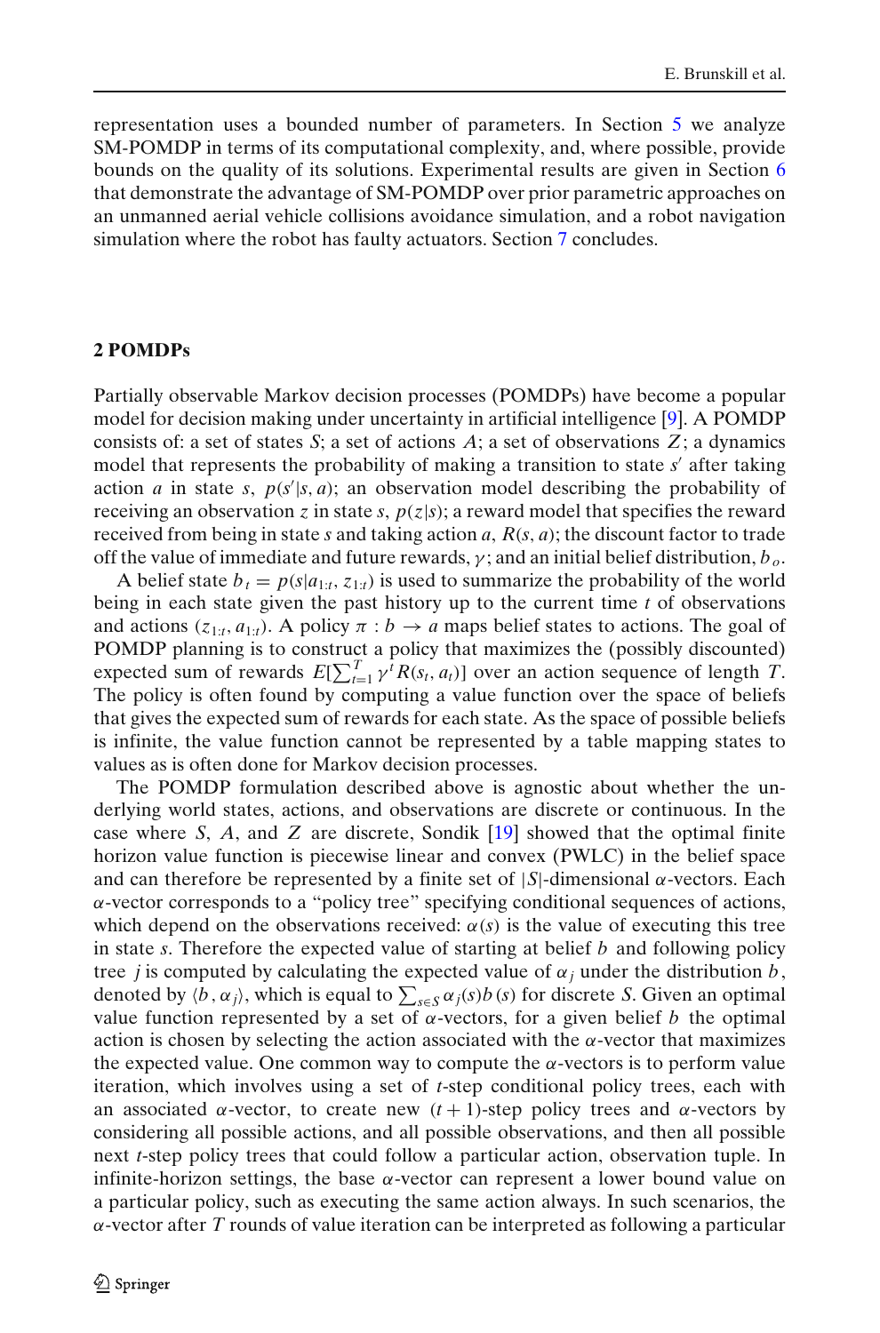representation uses a bounded number of parameters. In Section 5 we analyze SM-POMDP in terms of its computational complexity, and, where possible, provide bounds on the quality of its solutions. Experimental results are given in Section 6 that demonstrate the advantage of SM-POMDP over prior parametric approaches on an unmanned aerial vehicle collisions avoidance simulation, and a robot navigation simulation where the robot has faulty actuators. Section 7 concludes.

## 2 POMDPs

Partially observable Markov decision processes (POMDPs) have become a popular model for decision making under uncertainty in artificial intelligence [9]. A POMDP consists of: a set of states $S$; a set of actions $A$; a set of observations $Z$; a dynamics model that represents the probability of making a transition to state $s'$ after taking action $a$ in state $s$, $p(s'|s, a)$; an observation model describing the probability of receiving an observation $z$ in state $s$, $p(z|s)$; a reward model that specifies the reward received from being in state $s$ and taking action $a$, $R(s, a)$; the discount factor to trade off the value of immediate and future rewards, $\gamma$; and an initial belief distribution, $b_o$.

A belief state $b_t = p(s|a_{1:t}, z_{1:t})$ is used to summarize the probability of the world being in each state given the past history up to the current time $t$ of observations and actions $(z_{1:t}, a_{1:t})$. A policy $\pi : b \to a$ maps belief states to actions. The goal of POMDP planning is to construct a policy that maximizes the (possibly discounted) expected sum of rewards $E[\sum_{t=1}^{T} \gamma^t R(s_t, a_t)]$ over an action sequence of length $T$. The policy is often found by computing a value function over the space of beliefs that gives the expected sum of rewards for each state. As the space of possible beliefs is infinite, the value function cannot be represented by a table mapping states to values as is often done for Markov decision processes.

The POMDP formulation described above is agnostic about whether the underlying world states, actions, and observations are discrete or continuous. In the case where $S$, $A$, and $Z$ are discrete, Sondik [19] showed that the optimal finite horizon value function is piecewise linear and convex (PWLC) in the belief space and can therefore be represented by a finite set of $|S|$-dimensional $\alpha$-vectors. Each $\alpha$-vector corresponds to a "policy tree" specifying conditional sequences of actions, which depend on the observations received: $\alpha(s)$ is the value of executing this tree in state $s$. Therefore the expected value of starting at belief $b$ and following policy tree $j$ is computed by calculating the expected value of $\alpha_j$ under the distribution $b$, denoted by $\langle b, \alpha_j \rangle$, which is equal to $\sum_{s \in S} \alpha_j(s) b(s)$ for discrete $S$. Given an optimal value function represented by a set of $\alpha$-vectors, for a given belief $b$ the optimal action is chosen by selecting the action associated with the $\alpha$-vector that maximizes the expected value. One common way to compute the $\alpha$-vectors is to perform value iteration, which involves using a set of $t$-step conditional policy trees, each with an associated $\alpha$-vector, to create new $(t+1)$-step policy trees and $\alpha$-vectors by considering all possible actions, and all possible observations, and then all possible next $t$-step policy trees that could follow a particular action, observation tuple. In infinite-horizon settings, the base $\alpha$-vector can represent a lower bound value on a particular policy, such as executing the same action always. In such scenarios, the $\alpha$-vector after $T$ rounds of value iteration can be interpreted as following a particular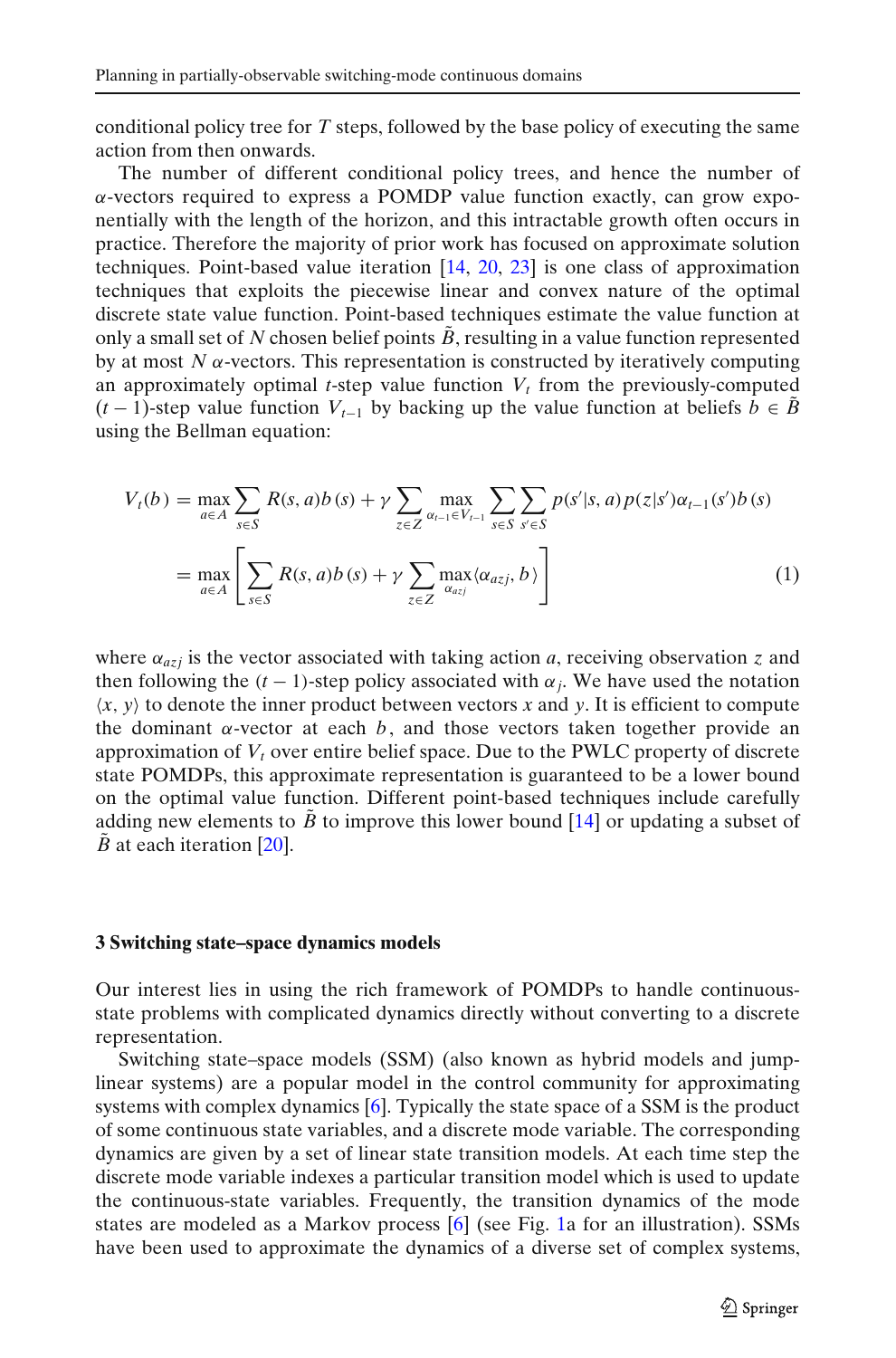conditional policy tree for $T$ steps, followed by the base policy of executing the same action from then onwards.

The number of different conditional policy trees, and hence the number of $\alpha$-vectors required to express a POMDP value function exactly, can grow exponentially with the length of the horizon, and this intractable growth often occurs in practice. Therefore the majority of prior work has focused on approximate solution techniques. Point-based value iteration [14, 20, 23] is one class of approximation techniques that exploits the piecewise linear and convex nature of the optimal discrete state value function. Point-based techniques estimate the value function at only a small set of $N$ chosen belief points $\tilde{B}$, resulting in a value function represented by at most $N$ $\alpha$-vectors. This representation is constructed by iteratively computing an approximately optimal $t$-step value function $V_t$ from the previously-computed $(t-1)$-step value function $V_{t-1}$ by backing up the value function at beliefs $b \in \tilde{B}$ using the Bellman equation:

$$
\begin{aligned}
V_t(b) &= \max_{a \in A} \sum_{s \in S} R(s, a) b(s) + \gamma \sum_{z \in Z} \max_{\alpha_{t-1} \in V_{t-1}} \sum_{s \in S} \sum_{s' \in S} p(s'|s, a) p(z|s') \alpha_{t-1}(s') b(s) \\
&= \max_{a \in A} \left[ \sum_{s \in S} R(s, a) b(s) + \gamma \sum_{z \in Z} \max_{\alpha_{azj}} \langle \alpha_{azj}, b \rangle \right] \qquad (1)
\end{aligned}
$$

where $\alpha_{azj}$ is the vector associated with taking action $a$, receiving observation $z$ and then following the $(t-1)$-step policy associated with $\alpha_j$. We have used the notation $\langle x, y \rangle$ to denote the inner product between vectors $x$ and $y$. It is efficient to compute the dominant $\alpha$-vector at each $b$, and those vectors taken together provide an approximation of $V_t$ over entire belief space. Due to the PWLC property of discrete state POMDPs, this approximate representation is guaranteed to be a lower bound on the optimal value function. Different point-based techniques include carefully adding new elements to $\tilde{B}$ to improve this lower bound [14] or updating a subset of $\tilde{B}$ at each iteration [20].

## 3 Switching state–space dynamics models

Our interest lies in using the rich framework of POMDPs to handle continuous-state problems with complicated dynamics directly without converting to a discrete representation.

Switching state–space models (SSM) (also known as hybrid models and jump-linear systems) are a popular model in the control community for approximating systems with complex dynamics [6]. Typically the state space of a SSM is the product of some continuous state variables, and a discrete mode variable. The corresponding dynamics are given by a set of linear state transition models. At each time step the discrete mode variable indexes a particular transition model which is used to update the continuous-state variables. Frequently, the transition dynamics of the mode states are modeled as a Markov process [6] (see Fig. 1a for an illustration). SSMs have been used to approximate the dynamics of a diverse set of complex systems,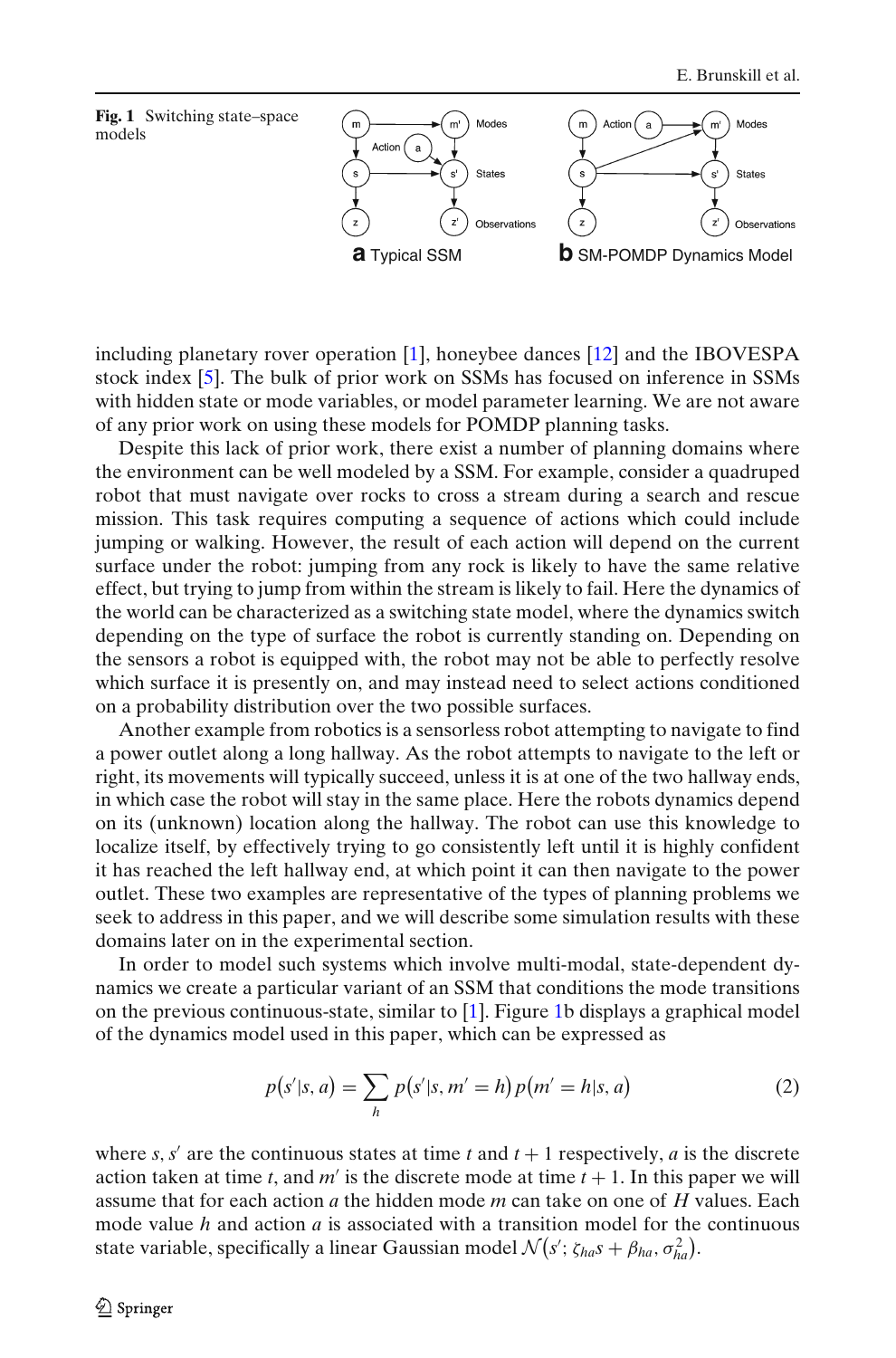**Fig. 1** Switching state–space models

m

m'

Modes

Action

a

s

s'

States

z

z'

Observations

**a** Typical SSM

m

Action

a

m'

Modes

s

s'

States

z

z'

Observations

**b** SM-POMDP Dynamics Model

including planetary rover operation [1], honeybee dances [12] and the IBOVESPA stock index [5]. The bulk of prior work on SSMs has focused on inference in SSMs with hidden state or mode variables, or model parameter learning. We are not aware of any prior work on using these models for POMDP planning tasks.

Despite this lack of prior work, there exist a number of planning domains where the environment can be well modeled by a SSM. For example, consider a quadruped robot that must navigate over rocks to cross a stream during a search and rescue mission. This task requires computing a sequence of actions which could include jumping or walking. However, the result of each action will depend on the current surface under the robot: jumping from any rock is likely to have the same relative effect, but trying to jump from within the stream is likely to fail. Here the dynamics of the world can be characterized as a switching state model, where the dynamics switch depending on the type of surface the robot is currently standing on. Depending on the sensors a robot is equipped with, the robot may not be able to perfectly resolve which surface it is presently on, and may instead need to select actions conditioned on a probability distribution over the two possible surfaces.

Another example from robotics is a sensorless robot attempting to navigate to find a power outlet along a long hallway. As the robot attempts to navigate to the left or right, its movements will typically succeed, unless it is at one of the two hallway ends, in which case the robot will stay in the same place. Here the robots dynamics depend on its (unknown) location along the hallway. The robot can use this knowledge to localize itself, by effectively trying to go consistently left until it is highly confident it has reached the left hallway end, at which point it can then navigate to the power outlet. These two examples are representative of the types of planning problems we seek to address in this paper, and we will describe some simulation results with these domains later on in the experimental section.

In order to model such systems which involve multi-modal, state-dependent dynamics we create a particular variant of an SSM that conditions the mode transitions on the previous continuous-state, similar to [1]. Figure 1b displays a graphical model of the dynamics model used in this paper, which can be expressed as

$$p(s'|s,a) = \sum_h p(s'|s, m' = h)\, p(m' = h|s,a) \tag{2}$$

where $s, s'$ are the continuous states at time $t$ and $t+1$ respectively, $a$ is the discrete action taken at time $t$, and $m'$ is the discrete mode at time $t+1$. In this paper we will assume that for each action $a$ the hidden mode $m$ can take on one of $H$ values. Each mode value $h$ and action $a$ is associated with a transition model for the continuous state variable, specifically a linear Gaussian model $\mathcal{N}(s'; \zeta_{ha}s + \beta_{ha}, \sigma^2_{ha})$.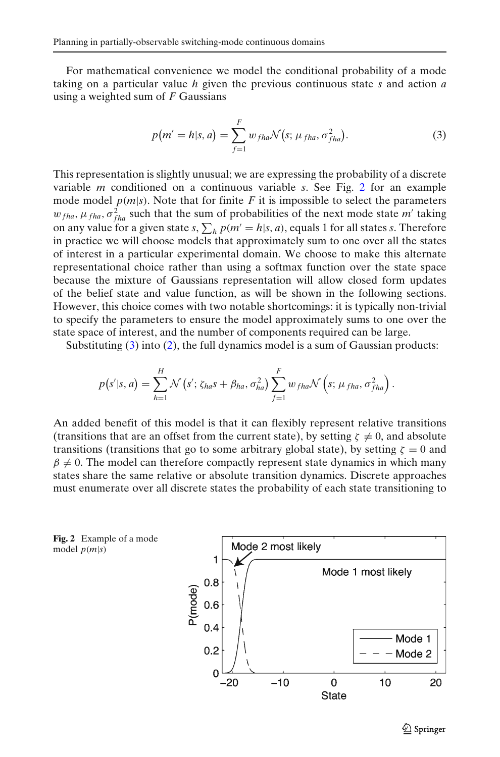For mathematical convenience we model the conditional probability of a mode taking on a particular value $h$ given the previous continuous state $s$ and action $a$ using a weighted sum of $F$ Gaussians

$$p(m' = h|s, a) = \sum_{f=1}^{F} w_{fha} \mathcal{N}(s; \mu_{fha}, \sigma_{fha}^2). \tag{3}$$

This representation is slightly unusual; we are expressing the probability of a discrete variable $m$ conditioned on a continuous variable $s$. See Fig. 2 for an example mode model $p(m|s)$. Note that for finite $F$ it is impossible to select the parameters $w_{fha}, \mu_{fha}, \sigma_{fha}^2$ such that the sum of probabilities of the next mode state $m'$ taking on any value for a given state $s$, $\sum_h p(m' = h|s, a)$, equals 1 for all states $s$. Therefore in practice we will choose models that approximately sum to one over all the states of interest in a particular experimental domain. We choose to make this alternate representational choice rather than using a softmax function over the state space because the mixture of Gaussians representation will allow closed form updates of the belief state and value function, as will be shown in the following sections. However, this choice comes with two notable shortcomings: it is typically non-trivial to specify the parameters to ensure the model approximately sums to one over the state space of interest, and the number of components required can be large.

Substituting (3) into (2), the full dynamics model is a sum of Gaussian products:

$$p(s'|s, a) = \sum_{h=1}^{H} \mathcal{N}\left(s'; \zeta_{ha} s + \beta_{ha}, \sigma_{ha}^2\right) \sum_{f=1}^{F} w_{fha} \mathcal{N}\left(s; \mu_{fha}, \sigma_{fha}^2\right).$$

An added benefit of this model is that it can flexibly represent relative transitions (transitions that are an offset from the current state), by setting $\zeta \neq 0$, and absolute transitions (transitions that go to some arbitrary global state), by setting $\zeta = 0$ and $\beta \neq 0$. The model can therefore compactly represent state dynamics in which many states share the same relative or absolute transition dynamics. Discrete approaches must enumerate over all discrete states the probability of each state transitioning to

**Fig. 2** Example of a mode model $p(m|s)$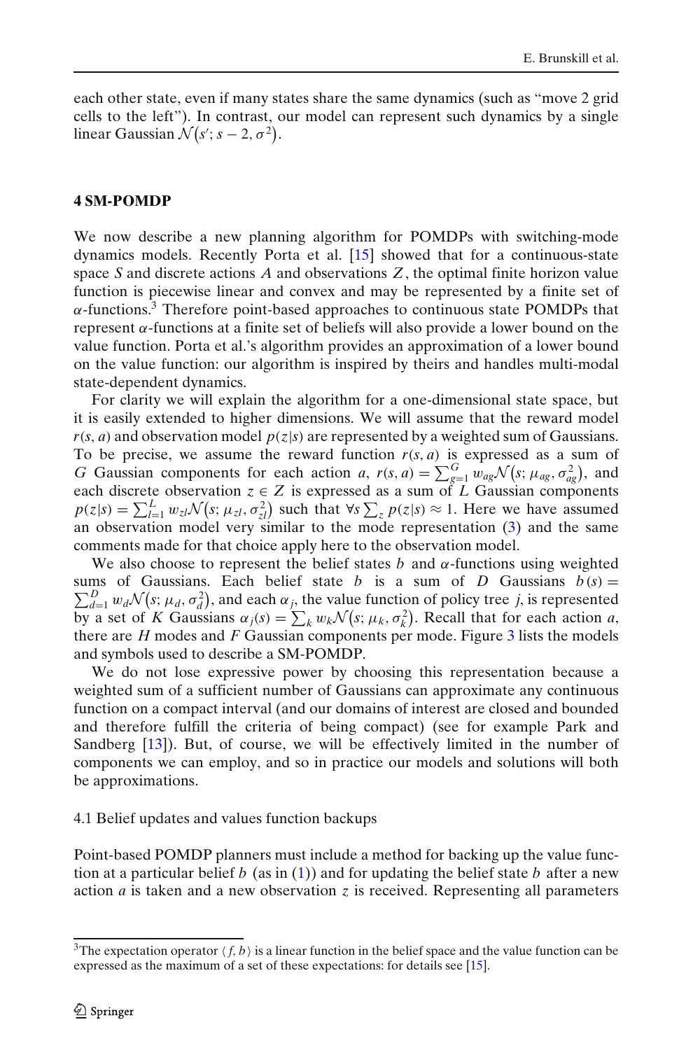each other state, even if many states share the same dynamics (such as "move 2 grid cells to the left"). In contrast, our model can represent such dynamics by a single linear Gaussian $\mathcal{N}(s'; s-2, \sigma^2)$.

## 4 SM-POMDP

We now describe a new planning algorithm for POMDPs with switching-mode dynamics models. Recently Porta et al. [15] showed that for a continuous-state space $S$ and discrete actions $A$ and observations $Z$, the optimal finite horizon value function is piecewise linear and convex and may be represented by a finite set of $\alpha$-functions.[3] Therefore point-based approaches to continuous state POMDPs that represent $\alpha$-functions at a finite set of beliefs will also provide a lower bound on the value function. Porta et al.'s algorithm provides an approximation of a lower bound on the value function: our algorithm is inspired by theirs and handles multi-modal state-dependent dynamics.

For clarity we will explain the algorithm for a one-dimensional state space, but it is easily extended to higher dimensions. We will assume that the reward model $r(s, a)$ and observation model $p(z|s)$ are represented by a weighted sum of Gaussians. To be precise, we assume the reward function $r(s, a)$ is expressed as a sum of $G$ Gaussian components for each action $a$, $r(s, a) = \sum_{g=1}^{G} w_{ag}\mathcal{N}(s; \mu_{ag}, \sigma_{ag}^2)$, and each discrete observation $z \in Z$ is expressed as a sum of $L$ Gaussian components $p(z|s) = \sum_{l=1}^{L} w_{zl}\mathcal{N}(s; \mu_{zl}, \sigma_{zl}^2)$ such that $\forall s \sum_z p(z|s) \approx 1$. Here we have assumed an observation model very similar to the mode representation (3) and the same comments made for that choice apply here to the observation model.

We also choose to represent the belief states $b$ and $\alpha$-functions using weighted sums of Gaussians. Each belief state $b$ is a sum of $D$ Gaussians $b(s) = \sum_{d=1}^{D} w_d\mathcal{N}(s; \mu_d, \sigma_d^2)$, and each $\alpha_j$, the value function of policy tree $j$, is represented by a set of $K$ Gaussians $\alpha_j(s) = \sum_k w_k\mathcal{N}(s; \mu_k, \sigma_k^2)$. Recall that for each action $a$, there are $H$ modes and $F$ Gaussian components per mode. Figure 3 lists the models and symbols used to describe a SM-POMDP.

We do not lose expressive power by choosing this representation because a weighted sum of a sufficient number of Gaussians can approximate any continuous function on a compact interval (and our domains of interest are closed and bounded and therefore fulfill the criteria of being compact) (see for example Park and Sandberg [13]). But, of course, we will be effectively limited in the number of components we can employ, and so in practice our models and solutions will both be approximations.

### 4.1 Belief updates and values function backups

Point-based POMDP planners must include a method for backing up the value function at a particular belief $b$ (as in (1)) and for updating the belief state $b$ after a new action $a$ is taken and a new observation $z$ is received. Representing all parameters

[3] The expectation operator $\langle f, b\rangle$ is a linear function in the belief space and the value function can be expressed as the maximum of a set of these expectations: for details see [15].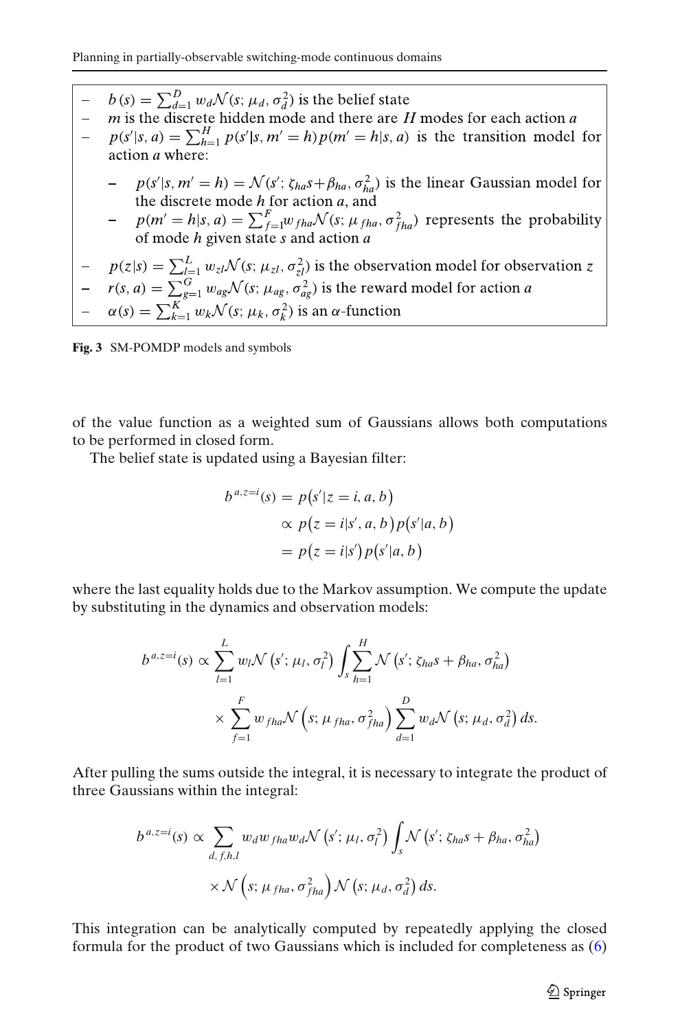- $b(s) = \sum_{d=1}^{D} w_d \mathcal{N}(s; \mu_d, \sigma_d^2)$ is the belief state
- $m$ is the discrete hidden mode and there are $H$ modes for each action $a$
- $p(s'|s, a) = \sum_{h=1}^{H} p(s'|s, m' = h) p(m' = h|s, a)$ is the transition model for action $a$ where:
  - $p(s'|s, m' = h) = \mathcal{N}(s'; \zeta_{ha} s + \beta_{ha}, \sigma_{ha}^2)$ is the linear Gaussian model for the discrete mode $h$ for action $a$, and
  - $p(m' = h|s, a) = \sum_{f=1}^{F} w_{fha} \mathcal{N}(s; \mu_{fha}, \sigma_{fha}^2)$ represents the probability of mode $h$ given state $s$ and action $a$
- $p(z|s) = \sum_{l=1}^{L} w_{zl} \mathcal{N}(s; \mu_{zl}, \sigma_{zl}^2)$ is the observation model for observation $z$
- $r(s, a) = \sum_{g=1}^{G} w_{ag} \mathcal{N}(s; \mu_{ag}, \sigma_{ag}^2)$ is the reward model for action $a$
- $\alpha(s) = \sum_{k=1}^{K} w_k \mathcal{N}(s; \mu_k, \sigma_k^2)$ is an $\alpha$-function

**Fig. 3** SM-POMDP models and symbols

of the value function as a weighted sum of Gaussians allows both computations to be performed in closed form.

The belief state is updated using a Bayesian filter:

$$
\begin{aligned}
b^{a,z=i}(s) &= p\left(s'|z = i, a, b\right) \\
&\propto p\left(z = i|s', a, b\right) p\left(s'|a, b\right) \\
&= p\left(z = i|s'\right) p\left(s'|a, b\right)
\end{aligned}
$$

where the last equality holds due to the Markov assumption. We compute the update by substituting in the dynamics and observation models:

$$
\begin{aligned}
b^{a,z=i}(s) \propto \sum_{l=1}^{L} w_l \mathcal{N}\left(s'; \mu_l, \sigma_l^2\right) \int_s \sum_{h=1}^{H} \mathcal{N}\left(s'; \zeta_{ha} s + \beta_{ha}, \sigma_{ha}^2\right) \\
\times \sum_{f=1}^{F} w_{fha} \mathcal{N}\left(s; \mu_{fha}, \sigma_{fha}^2\right) \sum_{d=1}^{D} w_d \mathcal{N}\left(s; \mu_d, \sigma_d^2\right) ds.
\end{aligned}
$$

After pulling the sums outside the integral, it is necessary to integrate the product of three Gaussians within the integral:

$$
\begin{aligned}
b^{a,z=i}(s) \propto \sum_{d,f,h,l} w_d w_{fha} w_d \mathcal{N}\left(s'; \mu_l, \sigma_l^2\right) \int_s \mathcal{N}\left(s'; \zeta_{ha} s + \beta_{ha}, \sigma_{ha}^2\right) \\
\times \mathcal{N}\left(s; \mu_{fha}, \sigma_{fha}^2\right) \mathcal{N}\left(s; \mu_d, \sigma_d^2\right) ds.
\end{aligned}
$$

This integration can be analytically computed by repeatedly applying the closed formula for the product of two Gaussians which is included for completeness as (6)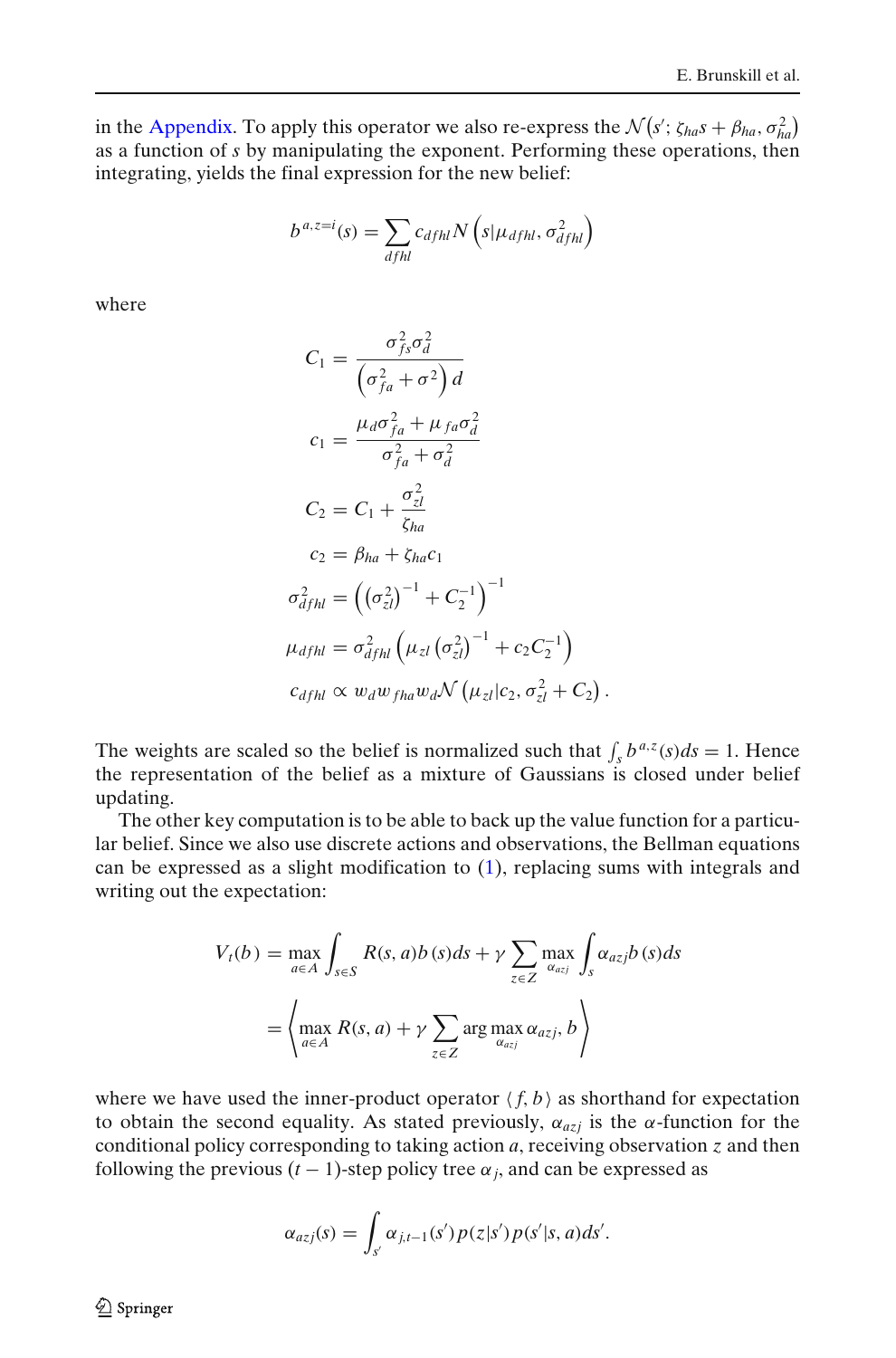in the Appendix. To apply this operator we also re-express the $\mathcal{N}(s'; \zeta_{ha}s + \beta_{ha}, \sigma_{ha}^2)$ as a function of $s$ by manipulating the exponent. Performing these operations, then integrating, yields the final expression for the new belief:

$$b^{a,z=i}(s) = \sum_{dfhl} c_{dfhl} N\left(s|\mu_{dfhl}, \sigma_{dfhl}^2\right)$$

where

$$C_1 = \frac{\sigma_{fs}^2 \sigma_d^2}{\left(\sigma_{fa}^2 + \sigma^2\right) d}$$

$$c_1 = \frac{\mu_d \sigma_{fa}^2 + \mu_{fa} \sigma_d^2}{\sigma_{fa}^2 + \sigma_d^2}$$

$$C_2 = C_1 + \frac{\sigma_{zl}^2}{\zeta_{ha}}$$

$$c_2 = \beta_{ha} + \zeta_{ha} c_1$$

$$\sigma_{dfhl}^2 = \left(\left(\sigma_{zl}^2\right)^{-1} + C_2^{-1}\right)^{-1}$$

$$\mu_{dfhl} = \sigma_{dfhl}^2 \left(\mu_{zl}\left(\sigma_{zl}^2\right)^{-1} + c_2 C_2^{-1}\right)$$

$$c_{dfhl} \propto w_d w_{fha} w_d \mathcal{N}\left(\mu_{zl}|c_2, \sigma_{zl}^2 + C_2\right).$$

The weights are scaled so the belief is normalized such that $\int_s b^{a,z}(s)ds = 1$. Hence the representation of the belief as a mixture of Gaussians is closed under belief updating.

The other key computation is to be able to back up the value function for a particular belief. Since we also use discrete actions and observations, the Bellman equations can be expressed as a slight modification to (1), replacing sums with integrals and writing out the expectation:

$$\begin{aligned} V_t(b) &= \max_{a \in A} \int_{s \in S} R(s, a) b(s) ds + \gamma \sum_{z \in Z} \max_{\alpha_{azj}} \int_s \alpha_{azj} b(s) ds \\ &= \left\langle \max_{a \in A} R(s, a) + \gamma \sum_{z \in Z} \arg\max_{\alpha_{azj}} \alpha_{azj}, b \right\rangle \end{aligned}$$

where we have used the inner-product operator $\langle f, b \rangle$ as shorthand for expectation to obtain the second equality. As stated previously, $\alpha_{azj}$ is the $\alpha$-function for the conditional policy corresponding to taking action $a$, receiving observation $z$ and then following the previous $(t-1)$-step policy tree $\alpha_j$, and can be expressed as

$$\alpha_{azj}(s) = \int_{s'} \alpha_{j,t-1}(s') p(z|s') p(s'|s, a) ds'.$$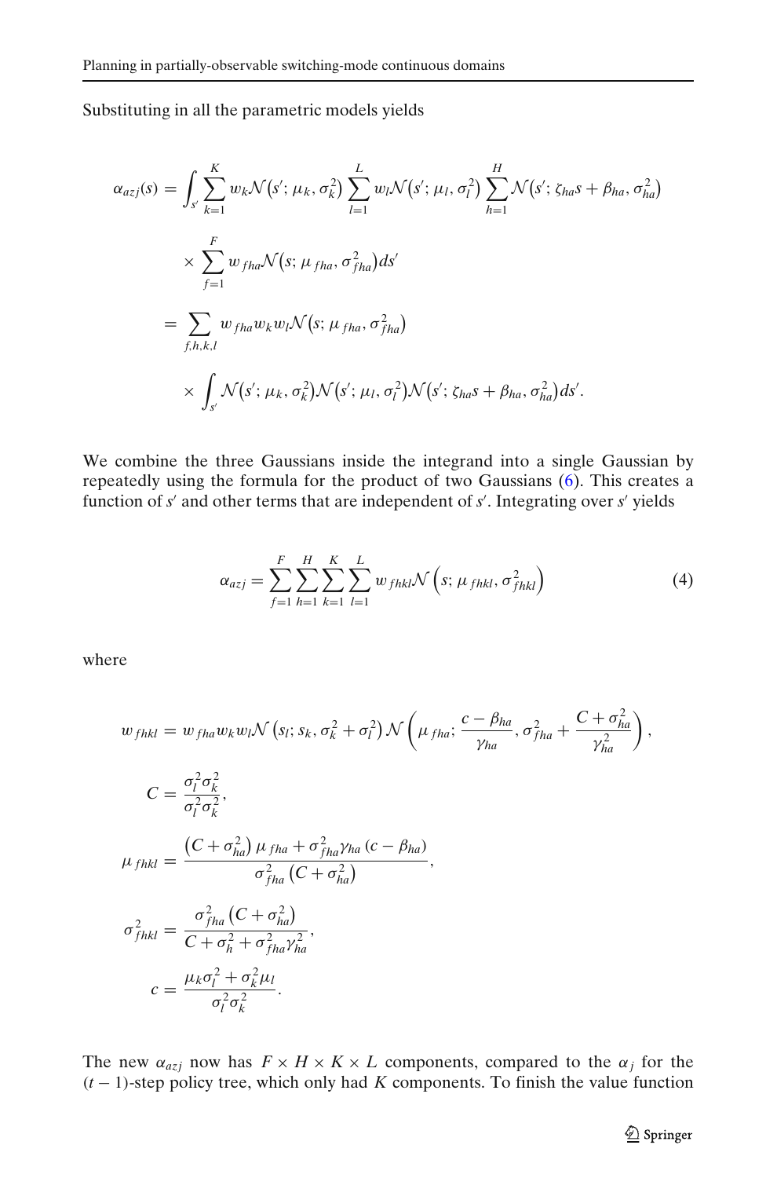Substituting in all the parametric models yields

$$
\begin{aligned}
\alpha_{azj}(s) &= \int_{s'} \sum_{k=1}^{K} w_k \mathcal{N}\left(s'; \mu_k, \sigma_k^2\right) \sum_{l=1}^{L} w_l \mathcal{N}\left(s'; \mu_l, \sigma_l^2\right) \sum_{h=1}^{H} \mathcal{N}\left(s'; \zeta_{ha} s + \beta_{ha}, \sigma_{ha}^2\right) \\
&\quad \times \sum_{f=1}^{F} w_{fha} \mathcal{N}\left(s; \mu_{fha}, \sigma_{fha}^2\right) ds' \\
&= \sum_{f,h,k,l} w_{fha} w_k w_l \mathcal{N}\left(s; \mu_{fha}, \sigma_{fha}^2\right) \\
&\quad \times \int_{s'} \mathcal{N}\left(s'; \mu_k, \sigma_k^2\right) \mathcal{N}\left(s'; \mu_l, \sigma_l^2\right) \mathcal{N}\left(s'; \zeta_{ha} s + \beta_{ha}, \sigma_{ha}^2\right) ds'.
\end{aligned}
$$

We combine the three Gaussians inside the integrand into a single Gaussian by repeatedly using the formula for the product of two Gaussians (6). This creates a function of $s'$ and other terms that are independent of $s'$. Integrating over $s'$ yields

$$
\alpha_{azj} = \sum_{f=1}^{F} \sum_{h=1}^{H} \sum_{k=1}^{K} \sum_{l=1}^{L} w_{fhkl} \mathcal{N}\left(s; \mu_{fhkl}, \sigma_{fhkl}^2\right) \tag{4}
$$

where

$$
\begin{aligned}
w_{fhkl} &= w_{fha} w_k w_l \mathcal{N}\left(s_l; s_k, \sigma_k^2 + \sigma_l^2\right) \mathcal{N}\left(\mu_{fha}; \frac{c - \beta_{ha}}{\gamma_{ha}}, \sigma_{fha}^2 + \frac{C + \sigma_{ha}^2}{\gamma_{ha}^2}\right), \\
C &= \frac{\sigma_l^2 \sigma_k^2}{\sigma_l^2 \sigma_k^2}, \\
\mu_{fhkl} &= \frac{\left(C + \sigma_{ha}^2\right) \mu_{fha} + \sigma_{fha}^2 \gamma_{ha} \left(c - \beta_{ha}\right)}{\sigma_{fha}^2 \left(C + \sigma_{ha}^2\right)}, \\
\sigma_{fhkl}^2 &= \frac{\sigma_{fha}^2 \left(C + \sigma_{ha}^2\right)}{C + \sigma_h^2 + \sigma_{fha}^2 \gamma_{ha}^2}, \\
c &= \frac{\mu_k \sigma_l^2 + \sigma_k^2 \mu_l}{\sigma_l^2 \sigma_k^2}.
\end{aligned}
$$

The new $\alpha_{azj}$ now has $F \times H \times K \times L$ components, compared to the $\alpha_j$ for the $(t-1)$-step policy tree, which only had $K$ components. To finish the value function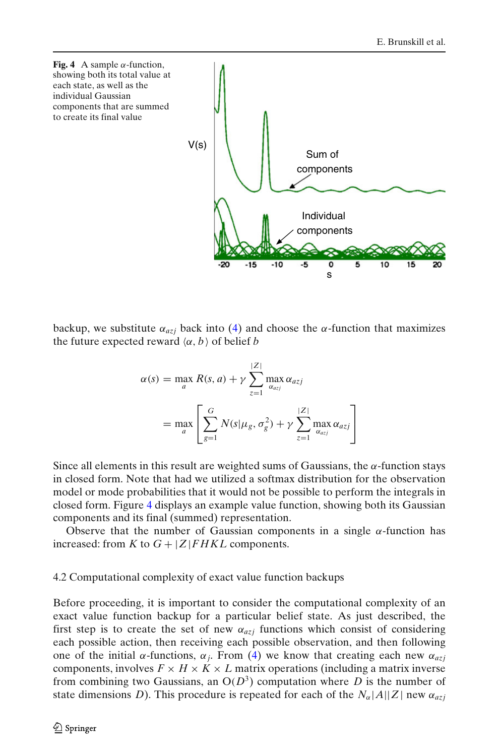**Fig. 4** A sample $\alpha$-function, showing both its total value at each state, as well as the individual Gaussian components that are summed to create its final value

backup, we substitute $\alpha_{azj}$ back into (4) and choose the $\alpha$-function that maximizes the future expected reward $\langle \alpha, b \rangle$ of belief $b$

$$\alpha(s) = \max_a R(s,a) + \gamma \sum_{z=1}^{|Z|} \max_{\alpha_{azj}} \alpha_{azj}$$

$$= \max_a \left[ \sum_{g=1}^{G} N(s|\mu_g, \sigma_g^2) + \gamma \sum_{z=1}^{|Z|} \max_{\alpha_{azj}} \alpha_{azj} \right]$$

Since all elements in this result are weighted sums of Gaussians, the $\alpha$-function stays in closed form. Note that had we utilized a softmax distribution for the observation model or mode probabilities that it would not be possible to perform the integrals in closed form. Figure 4 displays an example value function, showing both its Gaussian components and its final (summed) representation.

Observe that the number of Gaussian components in a single $\alpha$-function has increased: from $K$ to $G + |Z|FHKL$ components.

### 4.2 Computational complexity of exact value function backups

Before proceeding, it is important to consider the computational complexity of an exact value function backup for a particular belief state. As just described, the first step is to create the set of new $\alpha_{azj}$ functions which consist of considering each possible action, then receiving each possible observation, and then following one of the initial $\alpha$-functions, $\alpha_j$. From (4) we know that creating each new $\alpha_{azj}$ components, involves $F \times H \times K \times L$ matrix operations (including a matrix inverse from combining two Gaussians, an $O(D^3)$ computation where $D$ is the number of state dimensions $D$). This procedure is repeated for each of the $N_\alpha |A||Z|$ new $\alpha_{azj}$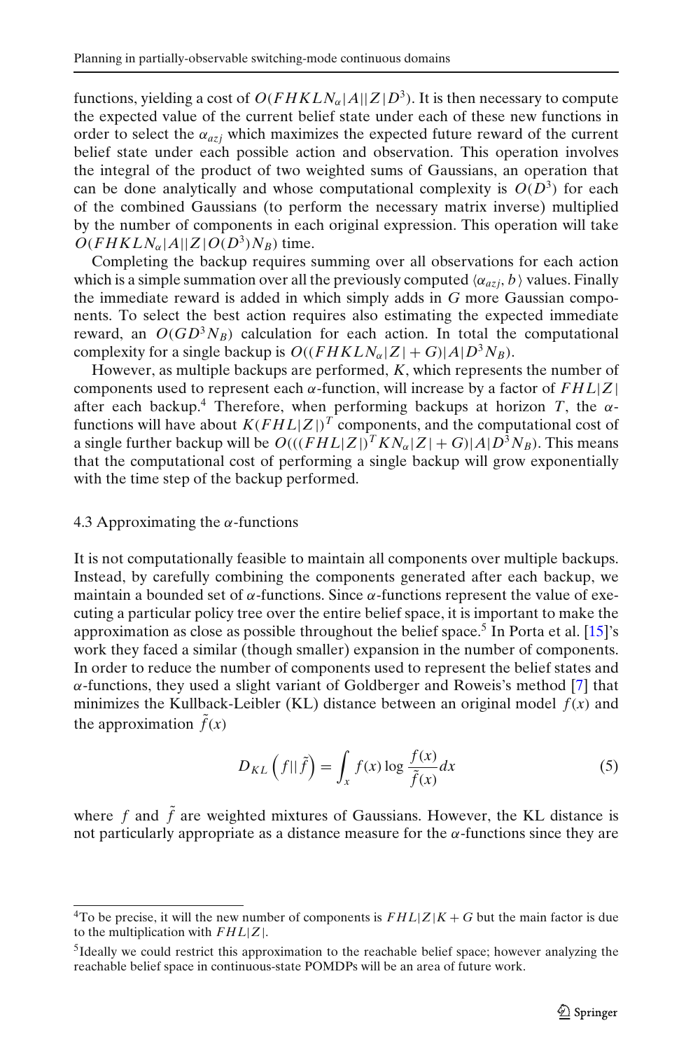functions, yielding a cost of $O(FHKLN_\alpha|A||Z|D^3)$. It is then necessary to compute the expected value of the current belief state under each of these new functions in order to select the $\alpha_{azj}$ which maximizes the expected future reward of the current belief state under each possible action and observation. This operation involves the integral of the product of two weighted sums of Gaussians, an operation that can be done analytically and whose computational complexity is $O(D^3)$ for each of the combined Gaussians (to perform the necessary matrix inverse) multiplied by the number of components in each original expression. This operation will take $O(FHKLN_\alpha|A||Z|O(D^3)N_B)$ time.

Completing the backup requires summing over all observations for each action which is a simple summation over all the previously computed $\langle \alpha_{azj}, b \rangle$ values. Finally the immediate reward is added in which simply adds in $G$ more Gaussian components. To select the best action requires also estimating the expected immediate reward, an $O(GD^3N_B)$ calculation for each action. In total the computational complexity for a single backup is $O((FHKLN_\alpha|Z| + G)|A|D^3N_B)$.

However, as multiple backups are performed, $K$, which represents the number of components used to represent each $\alpha$-function, will increase by a factor of $FHL|Z|$ after each backup.[4] Therefore, when performing backups at horizon $T$, the $\alpha$-functions will have about $K(FHL|Z|)^T$ components, and the computational cost of a single further backup will be $O(((FHL|Z|)^T KN_\alpha|Z| + G)|A|D^3N_B)$. This means that the computational cost of performing a single backup will grow exponentially with the time step of the backup performed.

### 4.3 Approximating the $\alpha$-functions

It is not computationally feasible to maintain all components over multiple backups. Instead, by carefully combining the components generated after each backup, we maintain a bounded set of $\alpha$-functions. Since $\alpha$-functions represent the value of executing a particular policy tree over the entire belief space, it is important to make the approximation as close as possible throughout the belief space.[5] In Porta et al. [15]'s work they faced a similar (though smaller) expansion in the number of components. In order to reduce the number of components used to represent the belief states and $\alpha$-functions, they used a slight variant of Goldberger and Roweis's method [7] that minimizes the Kullback-Leibler (KL) distance between an original model $f(x)$ and the approximation $\tilde{f}(x)$

$$D_{KL}\left(f||\tilde{f}\right) = \int_x f(x) \log \frac{f(x)}{\tilde{f}(x)} dx \tag{5}$$

where $f$ and $\tilde{f}$ are weighted mixtures of Gaussians. However, the KL distance is not particularly appropriate as a distance measure for the $\alpha$-functions since they are

---

[4] To be precise, it will the new number of components is $FHL|Z|K + G$ but the main factor is due to the multiplication with $FHL|Z|$.

[5] Ideally we could restrict this approximation to the reachable belief space; however analyzing the reachable belief space in continuous-state POMDPs will be an area of future work.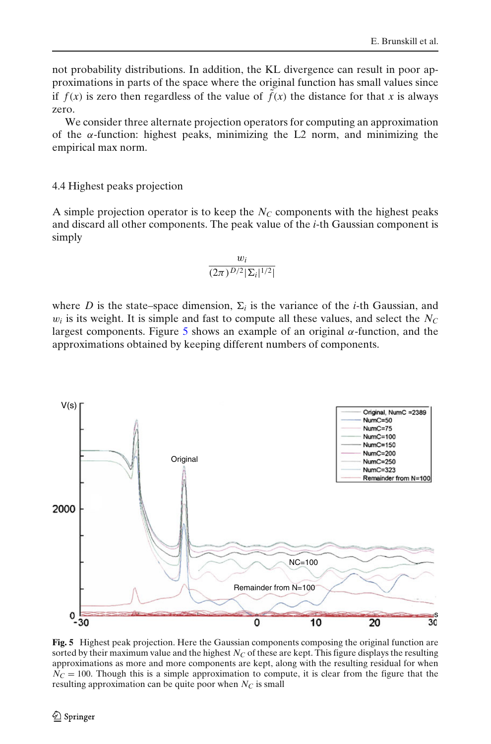not probability distributions. In addition, the KL divergence can result in poor approximations in parts of the space where the original function has small values since if $f(x)$ is zero then regardless of the value of $\tilde{f}(x)$ the distance for that $x$ is always zero.

We consider three alternate projection operators for computing an approximation of the $\alpha$-function: highest peaks, minimizing the L2 norm, and minimizing the empirical max norm.

### 4.4 Highest peaks projection

A simple projection operator is to keep the $N_C$ components with the highest peaks and discard all other components. The peak value of the $i$-th Gaussian component is simply

$$\frac{w_i}{(2\pi)^{D/2}|\Sigma_i|^{1/2}|}$$

where $D$ is the state–space dimension, $\Sigma_i$ is the variance of the $i$-th Gaussian, and $w_i$ is its weight. It is simple and fast to compute all these values, and select the $N_C$ largest components. Figure 5 shows an example of an original $\alpha$-function, and the approximations obtained by keeping different numbers of components.

**Fig. 5** Highest peak projection. Here the Gaussian components composing the original function are sorted by their maximum value and the highest $N_C$ of these are kept. This figure displays the resulting approximations as more and more components are kept, along with the resulting residual for when $N_C = 100$. Though this is a simple approximation to compute, it is clear from the figure that the resulting approximation can be quite poor when $N_C$ is small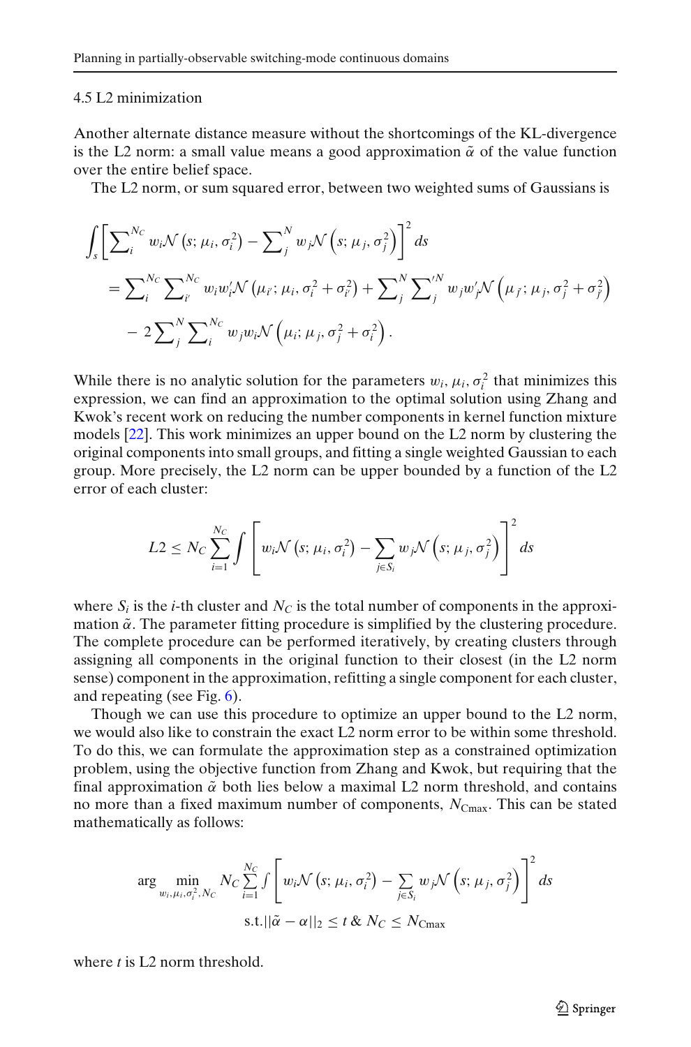### 4.5 L2 minimization

Another alternate distance measure without the shortcomings of the KL-divergence is the L2 norm: a small value means a good approximation $\tilde{\alpha}$ of the value function over the entire belief space.

The L2 norm, or sum squared error, between two weighted sums of Gaussians is

$$
\begin{aligned}
\int_s \left[ \sum_i^{N_C} w_i \mathcal{N}\left(s; \mu_i, \sigma_i^2\right) - \sum_j^{N} w_j \mathcal{N}\left(s; \mu_j, \sigma_j^2\right) \right]^2 ds \\
= \sum_i^{N_C} \sum_{i'}^{N_C} w_i w_{i'}' \mathcal{N}\left(\mu_{i'}; \mu_i, \sigma_i^2 + \sigma_{i'}^2\right) + \sum_j^{N} \sum_{j}^{\prime N} w_j w_{j'}' \mathcal{N}\left(\mu_{j'}; \mu_j, \sigma_j^2 + \sigma_{j'}^2\right) \\
- 2 \sum_j^{N} \sum_i^{N_C} w_j w_i \mathcal{N}\left(\mu_i; \mu_j, \sigma_j^2 + \sigma_i^2\right).
\end{aligned}
$$

While there is no analytic solution for the parameters $w_i, \mu_i, \sigma_i^2$ that minimizes this expression, we can find an approximation to the optimal solution using Zhang and Kwok's recent work on reducing the number components in kernel function mixture models [22]. This work minimizes an upper bound on the L2 norm by clustering the original components into small groups, and fitting a single weighted Gaussian to each group. More precisely, the L2 norm can be upper bounded by a function of the L2 error of each cluster:

$$
L2 \leq N_C \sum_{i=1}^{N_C} \int \left[ w_i \mathcal{N}\left(s; \mu_i, \sigma_i^2\right) - \sum_{j \in S_i} w_j \mathcal{N}\left(s; \mu_j, \sigma_j^2\right) \right]^2 ds
$$

where $S_i$ is the $i$-th cluster and $N_C$ is the total number of components in the approximation $\tilde{\alpha}$. The parameter fitting procedure is simplified by the clustering procedure. The complete procedure can be performed iteratively, by creating clusters through assigning all components in the original function to their closest (in the L2 norm sense) component in the approximation, refitting a single component for each cluster, and repeating (see Fig. 6).

Though we can use this procedure to optimize an upper bound to the L2 norm, we would also like to constrain the exact L2 norm error to be within some threshold. To do this, we can formulate the approximation step as a constrained optimization problem, using the objective function from Zhang and Kwok, but requiring that the final approximation $\tilde{\alpha}$ both lies below a maximal L2 norm threshold, and contains no more than a fixed maximum number of components, $N_{C\max}$. This can be stated mathematically as follows:

$$
\begin{aligned}
\arg \min_{w_i, \mu_i, \sigma_i^2, N_C} \; N_C \sum_{i=1}^{N_C} \int \left[ w_i \mathcal{N}\left(s; \mu_i, \sigma_i^2\right) - \sum_{j \in S_i} w_j \mathcal{N}\left(s; \mu_j, \sigma_j^2\right) \right]^2 ds \\
\text{s.t.} ||\tilde{\alpha} - \alpha||_2 \leq t \;\&\; N_C \leq N_{C\max}
\end{aligned}
$$

where $t$ is L2 norm threshold.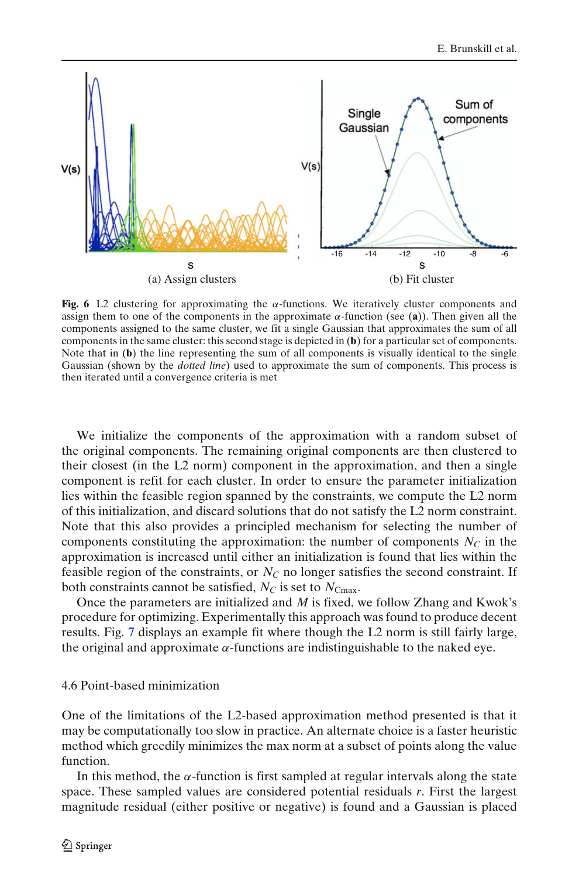**Fig. 6** L2 clustering for approximating the $\alpha$-functions. We iteratively cluster components and assign them to one of the components in the approximate $\alpha$-function (see (**a**)). Then given all the components assigned to the same cluster, we fit a single Gaussian that approximates the sum of all components in the same cluster: this second stage is depicted in (**b**) for a particular set of components. Note that in (**b**) the line representing the sum of all components is visually identical to the single Gaussian (shown by the *dotted line*) used to approximate the sum of components. This process is then iterated until a convergence criteria is met

We initialize the components of the approximation with a random subset of the original components. The remaining original components are then clustered to their closest (in the L2 norm) component in the approximation, and then a single component is refit for each cluster. In order to ensure the parameter initialization lies within the feasible region spanned by the constraints, we compute the L2 norm of this initialization, and discard solutions that do not satisfy the L2 norm constraint. Note that this also provides a principled mechanism for selecting the number of components constituting the approximation: the number of components $N_C$ in the approximation is increased until either an initialization is found that lies within the feasible region of the constraints, or $N_C$ no longer satisfies the second constraint. If both constraints cannot be satisfied, $N_C$ is set to $N_{\mathrm{Cmax}}$.

Once the parameters are initialized and $M$ is fixed, we follow Zhang and Kwok's procedure for optimizing. Experimentally this approach was found to produce decent results. Fig. 7 displays an example fit where though the L2 norm is still fairly large, the original and approximate $\alpha$-functions are indistinguishable to the naked eye.

### 4.6 Point-based minimization

One of the limitations of the L2-based approximation method presented is that it may be computationally too slow in practice. An alternate choice is a faster heuristic method which greedily minimizes the max norm at a subset of points along the value function.

In this method, the $\alpha$-function is first sampled at regular intervals along the state space. These sampled values are considered potential residuals $r$. First the largest magnitude residual (either positive or negative) is found and a Gaussian is placed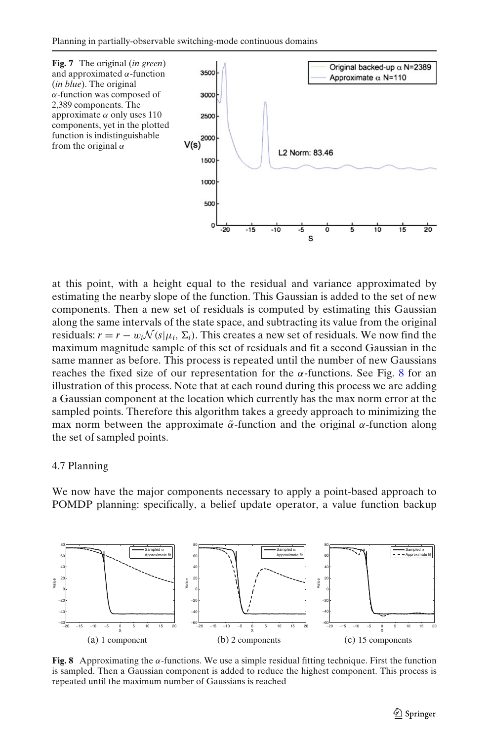**Fig. 7** The original (*in green*) and approximated $\alpha$-function (*in blue*). The original $\alpha$-function was composed of 2,389 components. The approximate $\alpha$ only uses 110 components, yet in the plotted function is indistinguishable from the original $\alpha$

at this point, with a height equal to the residual and variance approximated by estimating the nearby slope of the function. This Gaussian is added to the set of new components. Then a new set of residuals is computed by estimating this Gaussian along the same intervals of the state space, and subtracting its value from the original residuals: $r = r - w_i \mathcal{N}(s|\mu_i, \Sigma_i)$. This creates a new set of residuals. We now find the maximum magnitude sample of this set of residuals and fit a second Gaussian in the same manner as before. This process is repeated until the number of new Gaussians reaches the fixed size of our representation for the $\alpha$-functions. See Fig. 8 for an illustration of this process. Note that at each round during this process we are adding a Gaussian component at the location which currently has the max norm error at the sampled points. Therefore this algorithm takes a greedy approach to minimizing the max norm between the approximate $\tilde{\alpha}$-function and the original $\alpha$-function along the set of sampled points.

### 4.7 Planning

We now have the major components necessary to apply a point-based approach to POMDP planning: specifically, a belief update operator, a value function backup

(a) 1 component (b) 2 components (c) 15 components

**Fig. 8** Approximating the $\alpha$-functions. We use a simple residual fitting technique. First the function is sampled. Then a Gaussian component is added to reduce the highest component. This process is repeated until the maximum number of Gaussians is reached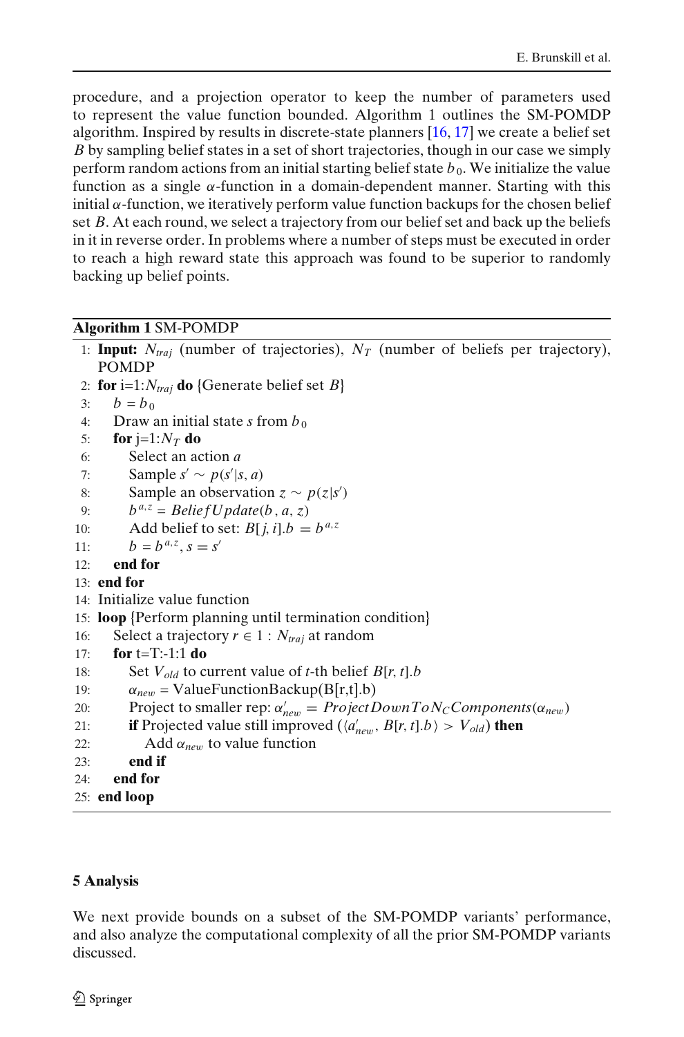procedure, and a projection operator to keep the number of parameters used to represent the value function bounded. Algorithm 1 outlines the SM-POMDP algorithm. Inspired by results in discrete-state planners [16, 17] we create a belief set $B$ by sampling belief states in a set of short trajectories, though in our case we simply perform random actions from an initial starting belief state $b_0$. We initialize the value function as a single $\alpha$-function in a domain-dependent manner. Starting with this initial $\alpha$-function, we iteratively perform value function backups for the chosen belief set $B$. At each round, we select a trajectory from our belief set and back up the beliefs in it in reverse order. In problems where a number of steps must be executed in order to reach a high reward state this approach was found to be superior to randomly backing up belief points.

**Algorithm 1** SM-POMDP

```
1:  Input: N_traj (number of trajectories), N_T (number of beliefs per trajectory),
    POMDP
2:  for i=1:N_traj do {Generate belief set B}
3:     b = b_0
4:     Draw an initial state s from b_0
5:     for j=1:N_T do
6:        Select an action a
7:        Sample s' ~ p(s'|s, a)
8:        Sample an observation z ~ p(z|s')
9:        b^{a,z} = BeliefUpdate(b, a, z)
10:       Add belief to set: B[j, i].b = b^{a,z}
11:       b = b^{a,z}, s = s'
12:    end for
13: end for
14: Initialize value function
15: loop {Perform planning until termination condition}
16:    Select a trajectory r ∈ 1 : N_traj at random
17:    for t=T:-1:1 do
18:       Set V_old to current value of t-th belief B[r, t].b
19:       α_new = ValueFunctionBackup(B[r,t].b)
20:       Project to smaller rep: α'_new = ProjectDownToN_CComponents(α_new)
21:       if Projected value still improved (⟨α'_new, B[r, t].b⟩ > V_old) then
22:          Add α_new to value function
23:       end if
24:    end for
25: end loop
```

## 5 Analysis

We next provide bounds on a subset of the SM-POMDP variants' performance, and also analyze the computational complexity of all the prior SM-POMDP variants discussed.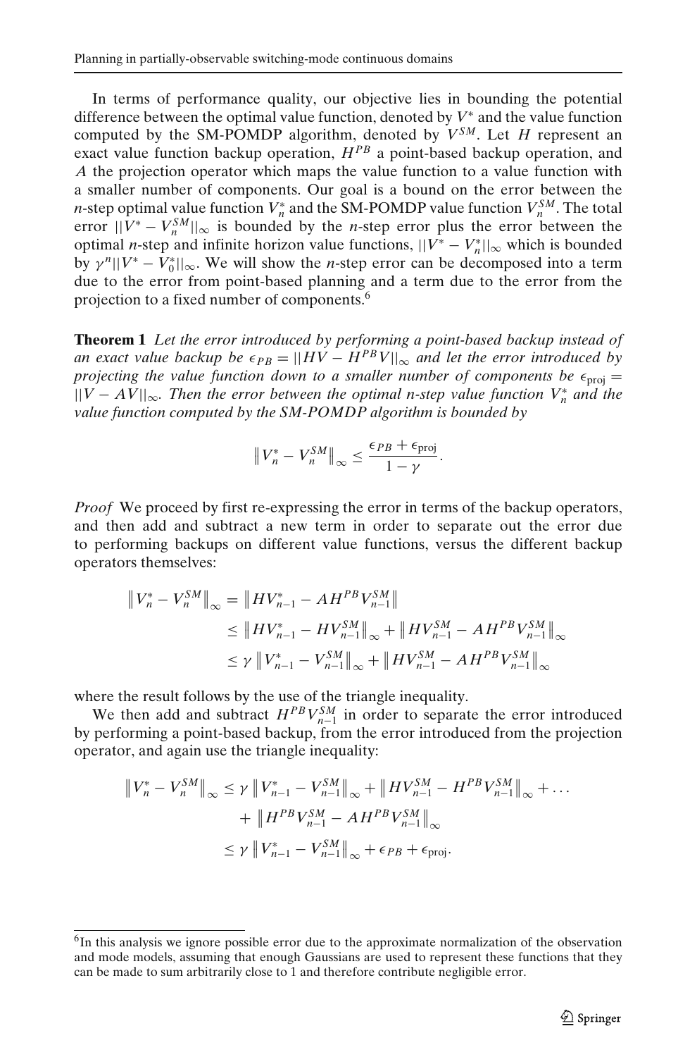In terms of performance quality, our objective lies in bounding the potential difference between the optimal value function, denoted by $V^*$ and the value function computed by the SM-POMDP algorithm, denoted by $V^{SM}$. Let $H$ represent an exact value function backup operation, $H^{PB}$ a point-based backup operation, and $A$ the projection operator which maps the value function to a value function with a smaller number of components. Our goal is a bound on the error between the $n$-step optimal value function $V_n^*$ and the SM-POMDP value function $V_n^{SM}$. The total error $||V^* - V_n^{SM}||_\infty$ is bounded by the $n$-step error plus the error between the optimal $n$-step and infinite horizon value functions, $||V^* - V_n^*||_\infty$ which is bounded by $\gamma^n ||V^* - V_0^*||_\infty$. We will show the $n$-step error can be decomposed into a term due to the error from point-based planning and a term due to the error from the projection to a fixed number of components.[6]

**Theorem 1** *Let the error introduced by performing a point-based backup instead of an exact value backup be* $\epsilon_{PB} = ||HV - H^{PB}V||_\infty$ *and let the error introduced by projecting the value function down to a smaller number of components be* $\epsilon_{\text{proj}} = ||V - AV||_\infty$. *Then the error between the optimal n-step value function* $V_n^*$ *and the value function computed by the SM-POMDP algorithm is bounded by*

$$\left\| V_n^* - V_n^{SM} \right\|_\infty \leq \frac{\epsilon_{PB} + \epsilon_{\text{proj}}}{1 - \gamma}.$$

*Proof* We proceed by first re-expressing the error in terms of the backup operators, and then add and subtract a new term in order to separate out the error due to performing backups on different value functions, versus the different backup operators themselves:

$$\begin{aligned}
\left\| V_n^* - V_n^{SM} \right\|_\infty &= \left\| HV_{n-1}^* - AH^{PB}V_{n-1}^{SM} \right\| \\
&\leq \left\| HV_{n-1}^* - HV_{n-1}^{SM} \right\|_\infty + \left\| HV_{n-1}^{SM} - AH^{PB}V_{n-1}^{SM} \right\|_\infty \\
&\leq \gamma \left\| V_{n-1}^* - V_{n-1}^{SM} \right\|_\infty + \left\| HV_{n-1}^{SM} - AH^{PB}V_{n-1}^{SM} \right\|_\infty
\end{aligned}$$

where the result follows by the use of the triangle inequality.

We then add and subtract $H^{PB}V_{n-1}^{SM}$ in order to separate the error introduced by performing a point-based backup, from the error introduced from the projection operator, and again use the triangle inequality:

$$\begin{aligned}
\left\| V_n^* - V_n^{SM} \right\|_\infty &\leq \gamma \left\| V_{n-1}^* - V_{n-1}^{SM} \right\|_\infty + \left\| HV_{n-1}^{SM} - H^{PB}V_{n-1}^{SM} \right\|_\infty + \dots \\
&\quad + \left\| H^{PB}V_{n-1}^{SM} - AH^{PB}V_{n-1}^{SM} \right\|_\infty \\
&\leq \gamma \left\| V_{n-1}^* - V_{n-1}^{SM} \right\|_\infty + \epsilon_{PB} + \epsilon_{\text{proj}}.
\end{aligned}$$

---

[6] In this analysis we ignore possible error due to the approximate normalization of the observation and mode models, assuming that enough Gaussians are used to represent these functions that they can be made to sum arbitrarily close to 1 and therefore contribute negligible error.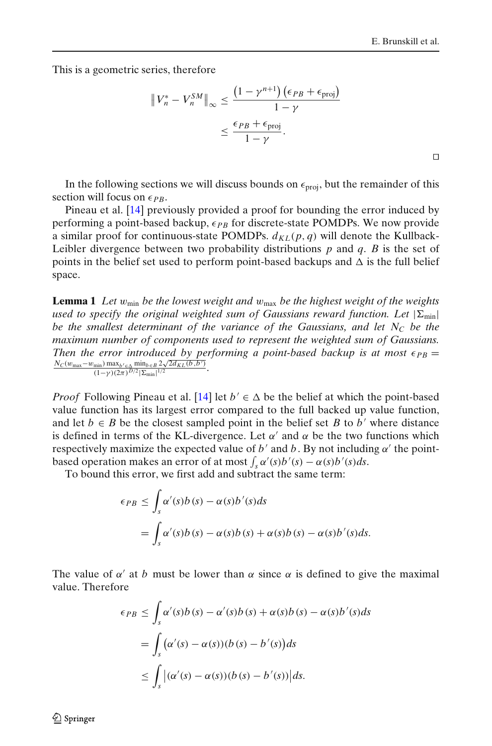This is a geometric series, therefore

$$\left\| V_n^* - V_n^{SM} \right\|_\infty \leq \frac{\left(1-\gamma^{n+1}\right)\left(\epsilon_{PB} + \epsilon_{\text{proj}}\right)}{1-\gamma}$$
$$\leq \frac{\epsilon_{PB} + \epsilon_{\text{proj}}}{1-\gamma}.$$

□

In the following sections we will discuss bounds on $\epsilon_{\text{proj}}$, but the remainder of this section will focus on $\epsilon_{PB}$.

Pineau et al. [14] previously provided a proof for bounding the error induced by performing a point-based backup, $\epsilon_{PB}$ for discrete-state POMDPs. We now provide a similar proof for continuous-state POMDPs. $d_{KL}(p, q)$ will denote the Kullback-Leibler divergence between two probability distributions $p$ and $q$. $B$ is the set of points in the belief set used to perform point-based backups and $\Delta$ is the full belief space.

**Lemma 1** *Let $w_{\min}$ be the lowest weight and $w_{\max}$ be the highest weight of the weights used to specify the original weighted sum of Gaussians reward function. Let $|\Sigma_{\min}|$ be the smallest determinant of the variance of the Gaussians, and let $N_C$ be the maximum number of components used to represent the weighted sum of Gaussians. Then the error introduced by performing a point-based backup is at most $\epsilon_{PB} = \frac{N_C(w_{\max}-w_{\min})\max_{b'\in\Delta}\min_{b\in B} 2\sqrt{2d_{KL}(b,b')}}{(1-\gamma)(2\pi)^{D/2}|\Sigma_{\min}|^{1/2}}$.*

*Proof* Following Pineau et al. [14] let $b' \in \Delta$ be the belief at which the point-based value function has its largest error compared to the full backed up value function, and let $b \in B$ be the closest sampled point in the belief set $B$ to $b'$ where distance is defined in terms of the KL-divergence. Let $\alpha'$ and $\alpha$ be the two functions which respectively maximize the expected value of $b'$ and $b$. By not including $\alpha'$ the point-based operation makes an error of at most $\int_s \alpha'(s)b'(s) - \alpha(s)b'(s)ds$.

To bound this error, we first add and subtract the same term:

$$\epsilon_{PB} \leq \int_s \alpha'(s)b(s) - \alpha(s)b'(s)ds$$
$$= \int_s \alpha'(s)b(s) - \alpha(s)b(s) + \alpha(s)b(s) - \alpha(s)b'(s)ds.$$

The value of $\alpha'$ at $b$ must be lower than $\alpha$ since $\alpha$ is defined to give the maximal value. Therefore

$$\epsilon_{PB} \leq \int_s \alpha'(s)b(s) - \alpha'(s)b(s) + \alpha(s)b(s) - \alpha(s)b'(s)ds$$
$$= \int_s \left(\alpha'(s) - \alpha(s)\right)\left(b(s) - b'(s)\right)ds$$
$$\leq \int_s \left|\left(\alpha'(s) - \alpha(s)\right)\left(b(s) - b'(s)\right)\right|ds.$$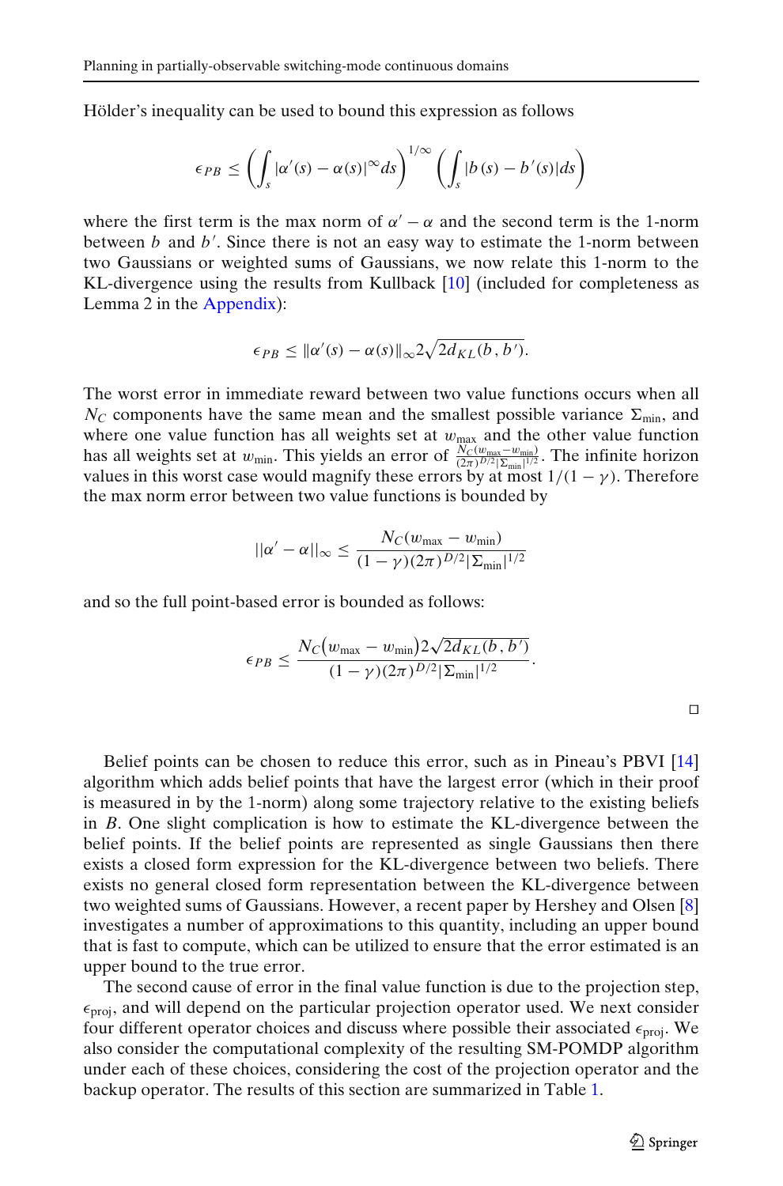Hölder's inequality can be used to bound this expression as follows

$$\epsilon_{PB} \leq \left( \int_s |\alpha'(s) - \alpha(s)|^{\infty} ds \right)^{1/\infty} \left( \int_s |b(s) - b'(s)| ds \right)$$

where the first term is the max norm of $\alpha' - \alpha$ and the second term is the 1-norm between $b$ and $b'$. Since there is not an easy way to estimate the 1-norm between two Gaussians or weighted sums of Gaussians, we now relate this 1-norm to the KL-divergence using the results from Kullback [10] (included for completeness as Lemma 2 in the Appendix):

$$\epsilon_{PB} \leq \|\alpha'(s) - \alpha(s)\|_{\infty} 2\sqrt{2 d_{KL}(b, b')}.$$

The worst error in immediate reward between two value functions occurs when all $N_C$ components have the same mean and the smallest possible variance $\Sigma_{\min}$, and where one value function has all weights set at $w_{\max}$ and the other value function has all weights set at $w_{\min}$. This yields an error of $\frac{N_C(w_{\max} - w_{\min})}{(2\pi)^{D/2}|\Sigma_{\min}|^{1/2}}$. The infinite horizon values in this worst case would magnify these errors by at most $1/(1-\gamma)$. Therefore the max norm error between two value functions is bounded by

$$||\alpha' - \alpha||_{\infty} \leq \frac{N_C(w_{\max} - w_{\min})}{(1-\gamma)(2\pi)^{D/2}|\Sigma_{\min}|^{1/2}}$$

and so the full point-based error is bounded as follows:

$$\epsilon_{PB} \leq \frac{N_C\left(w_{\max} - w_{\min}\right) 2\sqrt{2 d_{KL}(b, b')}}{(1-\gamma)(2\pi)^{D/2}|\Sigma_{\min}|^{1/2}}.$$

□

Belief points can be chosen to reduce this error, such as in Pineau's PBVI [14] algorithm which adds belief points that have the largest error (which in their proof is measured in by the 1-norm) along some trajectory relative to the existing beliefs in $B$. One slight complication is how to estimate the KL-divergence between the belief points. If the belief points are represented as single Gaussians then there exists a closed form expression for the KL-divergence between two beliefs. There exists no general closed form representation between the KL-divergence between two weighted sums of Gaussians. However, a recent paper by Hershey and Olsen [8] investigates a number of approximations to this quantity, including an upper bound that is fast to compute, which can be utilized to ensure that the error estimated is an upper bound to the true error.

The second cause of error in the final value function is due to the projection step, $\epsilon_{\text{proj}}$, and will depend on the particular projection operator used. We next consider four different operator choices and discuss where possible their associated $\epsilon_{\text{proj}}$. We also consider the computational complexity of the resulting SM-POMDP algorithm under each of these choices, considering the cost of the projection operator and the backup operator. The results of this section are summarized in Table 1.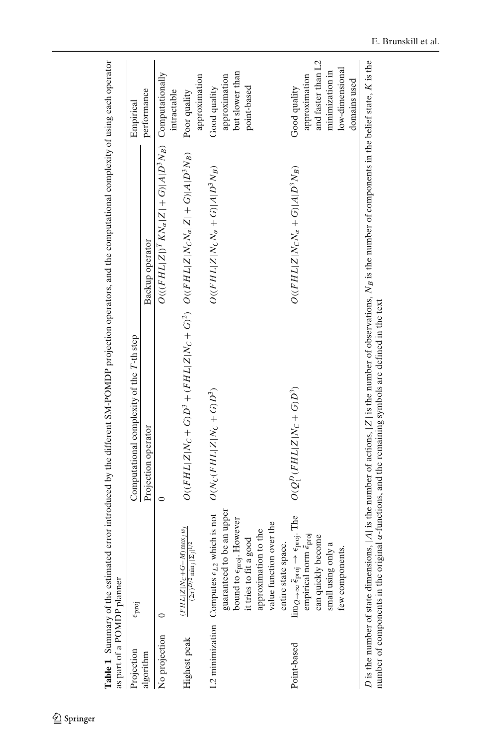**Table 1** Summary of the estimated error introduced by the different SM-POMDP projection operators, and the computational complexity of using each operator as part of a POMDP planner

| Projection algorithm | $\epsilon_{\text{proj}}$ | Computational complexity of the $T$-th step | | Empirical performance |
|---|---|---|---|---|
| | | Projection operator | Backup operator | |
| No projection | 0 | 0 | $O((FHL\|Z\|)^T KN_\alpha\|Z\| + G)\|A\|D^3 N_B)$ | Computationally intractable |
| Highest peak | $\frac{(FHL\|Z\|N_C+G-M)\max_j w_j}{(2\pi)^{D/2}\min_j \|\Sigma_j\|^{1/2}}$ | $O((FHL\|Z\|N_C + G)D^3 + (FHL\|Z\|N_C + G)^2)$ | $O((FHL\|Z\|N_C N_\alpha\|Z\| + G)\|A\|D^3 N_B)$ | Poor quality approximation |
| L2 minimization | Computes $\epsilon_{L2}$ which is not guaranteed to be an upper bound to $\epsilon_{\text{proj}}$. However it tries to fit a good approximation to the value function over the entire state space. | $O(N_C(FHL\|Z\|N_C + G)D^3)$ | $O((FHL\|Z\|N_C N_\alpha + G)\|A\|D^3 N_B)$ | Good quality approximation but slower than point-based |
| Point-based | $\lim_{Q\to\infty} \tilde{\epsilon}_{\text{proj}} \to \epsilon_{\text{proj}}$. The empirical norm $\tilde{\epsilon}_{\text{proj}}$ can quickly become small using only a few components. | $O(Q_1^D(FHL\|Z\|N_C + G)D^3)$ | $O((FHL\|Z\|N_C N_\alpha + G)\|A\|D^3 N_B)$ | Good quality approximation and faster than L2 minimization in low-dimensional domains used |

$D$ is the number of state dimensions, $|A|$ is the number of actions, $|Z|$ is the number of observations, $N_B$ is the number of components in the belief state, $K$ is the number of components in the original $\alpha$-functions, and the remaining symbols are defined in the text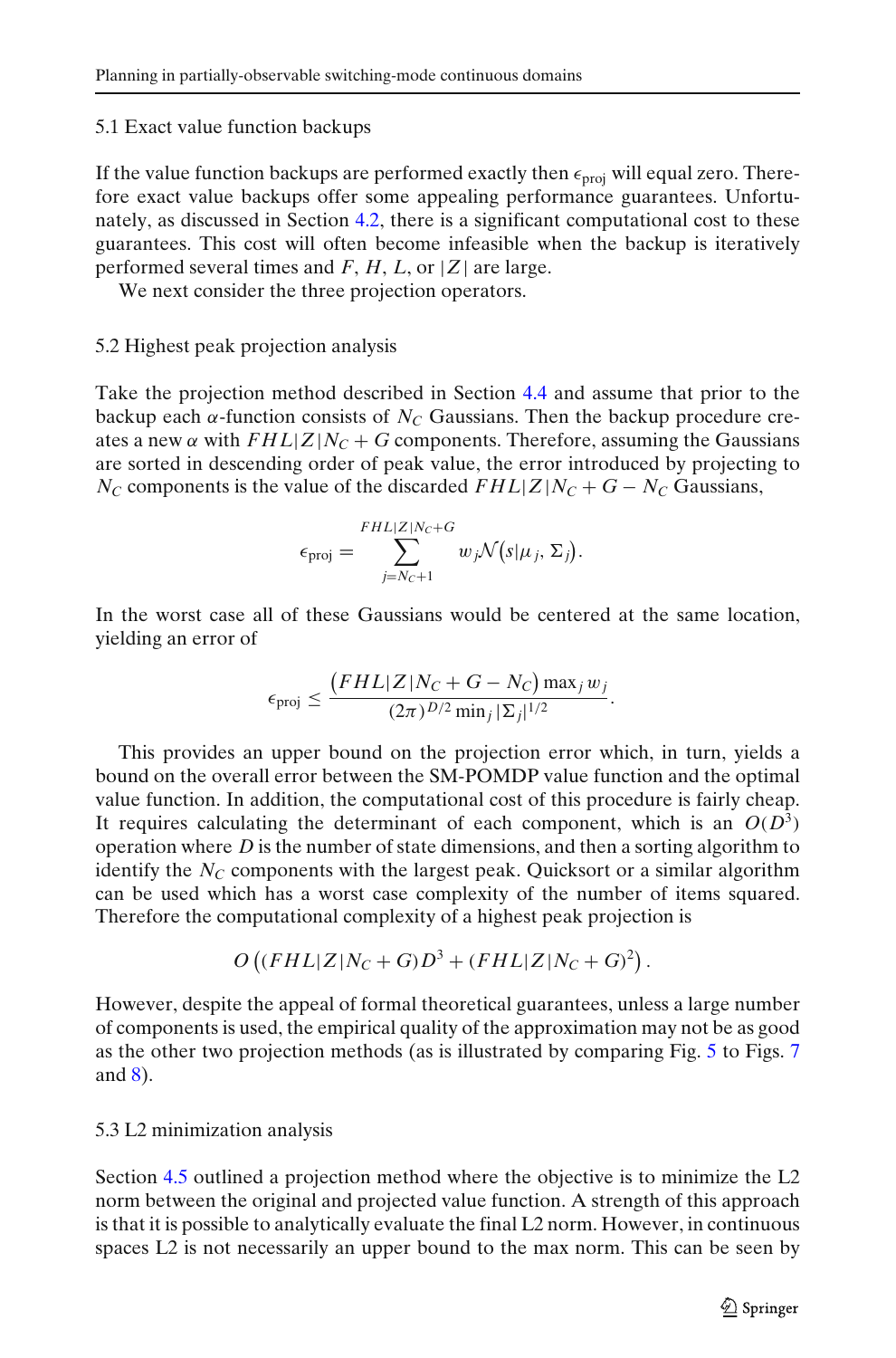### 5.1 Exact value function backups

If the value function backups are performed exactly then $\epsilon_{\text{proj}}$ will equal zero. Therefore exact value backups offer some appealing performance guarantees. Unfortunately, as discussed in Section 4.2, there is a significant computational cost to these guarantees. This cost will often become infeasible when the backup is iteratively performed several times and $F$, $H$, $L$, or $|Z|$ are large.

We next consider the three projection operators.

### 5.2 Highest peak projection analysis

Take the projection method described in Section 4.4 and assume that prior to the backup each $\alpha$-function consists of $N_C$ Gaussians. Then the backup procedure creates a new $\alpha$ with $FHL|Z|N_C + G$ components. Therefore, assuming the Gaussians are sorted in descending order of peak value, the error introduced by projecting to $N_C$ components is the value of the discarded $FHL|Z|N_C + G - N_C$ Gaussians,

$$\epsilon_{\text{proj}} = \sum_{j=N_C+1}^{FHL|Z|N_C+G} w_j \mathcal{N}\big(s|\mu_j, \Sigma_j\big).$$

In the worst case all of these Gaussians would be centered at the same location, yielding an error of

$$\epsilon_{\text{proj}} \leq \frac{\big(FHL|Z|N_C + G - N_C\big)\max_j w_j}{(2\pi)^{D/2}\min_j |\Sigma_j|^{1/2}}.$$

This provides an upper bound on the projection error which, in turn, yields a bound on the overall error between the SM-POMDP value function and the optimal value function. In addition, the computational cost of this procedure is fairly cheap. It requires calculating the determinant of each component, which is an $O(D^3)$ operation where $D$ is the number of state dimensions, and then a sorting algorithm to identify the $N_C$ components with the largest peak. Quicksort or a similar algorithm can be used which has a worst case complexity of the number of items squared. Therefore the computational complexity of a highest peak projection is

$$O\left((FHL|Z|N_C + G)D^3 + (FHL|Z|N_C + G)^2\right).$$

However, despite the appeal of formal theoretical guarantees, unless a large number of components is used, the empirical quality of the approximation may not be as good as the other two projection methods (as is illustrated by comparing Fig. 5 to Figs. 7 and 8).

### 5.3 L2 minimization analysis

Section 4.5 outlined a projection method where the objective is to minimize the L2 norm between the original and projected value function. A strength of this approach is that it is possible to analytically evaluate the final L2 norm. However, in continuous spaces L2 is not necessarily an upper bound to the max norm. This can be seen by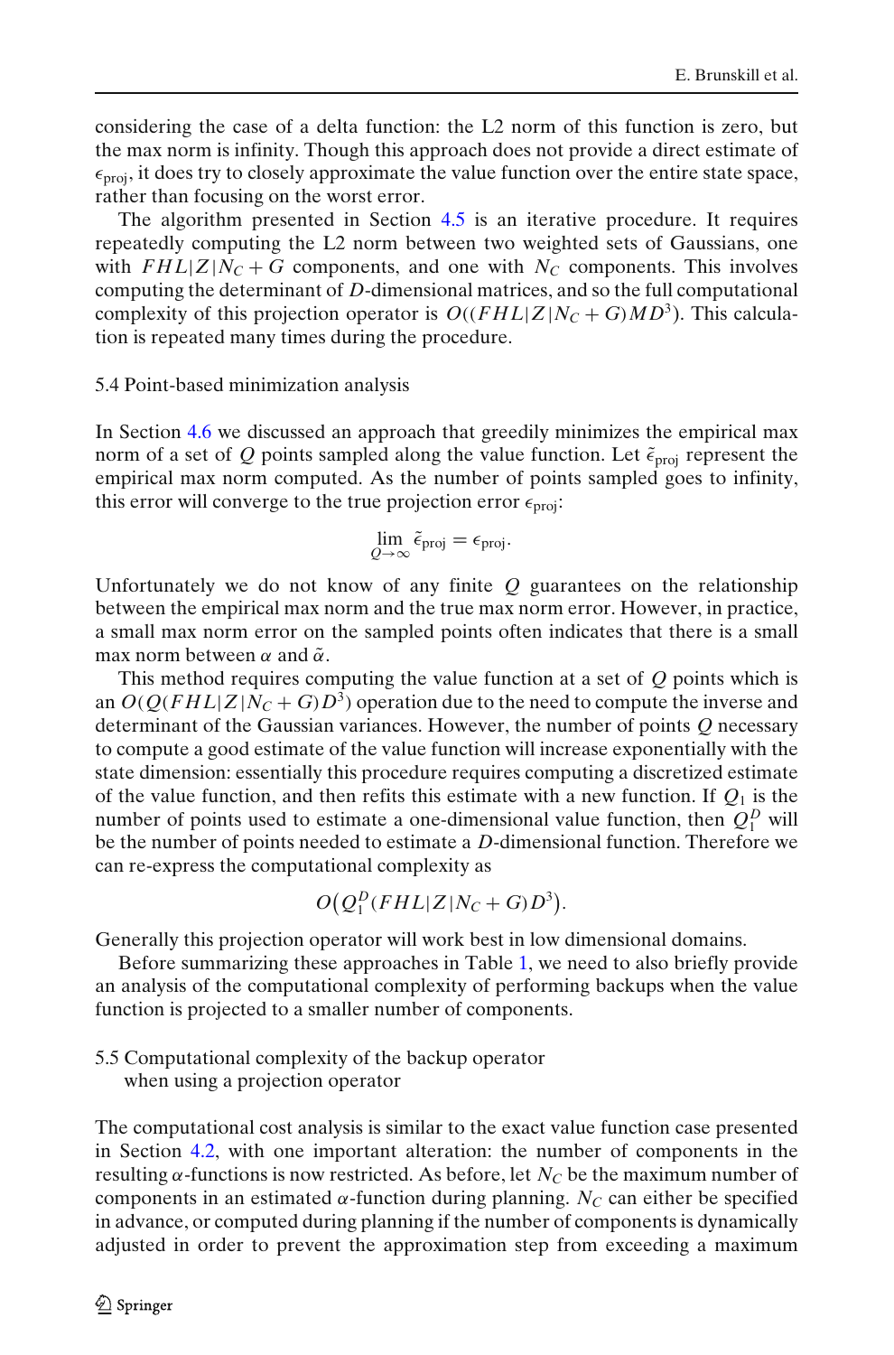considering the case of a delta function: the L2 norm of this function is zero, but the max norm is infinity. Though this approach does not provide a direct estimate of $\epsilon_{\text{proj}}$, it does try to closely approximate the value function over the entire state space, rather than focusing on the worst error.

The algorithm presented in Section 4.5 is an iterative procedure. It requires repeatedly computing the L2 norm between two weighted sets of Gaussians, one with $FHL|Z|N_C + G$ components, and one with $N_C$ components. This involves computing the determinant of $D$-dimensional matrices, and so the full computational complexity of this projection operator is $O((FHL|Z|N_C + G)MD^3)$. This calculation is repeated many times during the procedure.

### 5.4 Point-based minimization analysis

In Section 4.6 we discussed an approach that greedily minimizes the empirical max norm of a set of $Q$ points sampled along the value function. Let $\tilde{\epsilon}_{\text{proj}}$ represent the empirical max norm computed. As the number of points sampled goes to infinity, this error will converge to the true projection error $\epsilon_{\text{proj}}$:

$$\lim_{Q \to \infty} \tilde{\epsilon}_{\text{proj}} = \epsilon_{\text{proj}}.$$

Unfortunately we do not know of any finite $Q$ guarantees on the relationship between the empirical max norm and the true max norm error. However, in practice, a small max norm error on the sampled points often indicates that there is a small max norm between $\alpha$ and $\tilde{\alpha}$.

This method requires computing the value function at a set of $Q$ points which is an $O(Q(FHL|Z|N_C + G)D^3)$ operation due to the need to compute the inverse and determinant of the Gaussian variances. However, the number of points $Q$ necessary to compute a good estimate of the value function will increase exponentially with the state dimension: essentially this procedure requires computing a discretized estimate of the value function, and then refits this estimate with a new function. If $Q_1$ is the number of points used to estimate a one-dimensional value function, then $Q_1^D$ will be the number of points needed to estimate a $D$-dimensional function. Therefore we can re-express the computational complexity as

$$O\big(Q_1^D(FHL|Z|N_C + G)D^3\big).$$

Generally this projection operator will work best in low dimensional domains.

Before summarizing these approaches in Table 1, we need to also briefly provide an analysis of the computational complexity of performing backups when the value function is projected to a smaller number of components.

### 5.5 Computational complexity of the backup operator when using a projection operator

The computational cost analysis is similar to the exact value function case presented in Section 4.2, with one important alteration: the number of components in the resulting $\alpha$-functions is now restricted. As before, let $N_C$ be the maximum number of components in an estimated $\alpha$-function during planning. $N_C$ can either be specified in advance, or computed during planning if the number of components is dynamically adjusted in order to prevent the approximation step from exceeding a maximum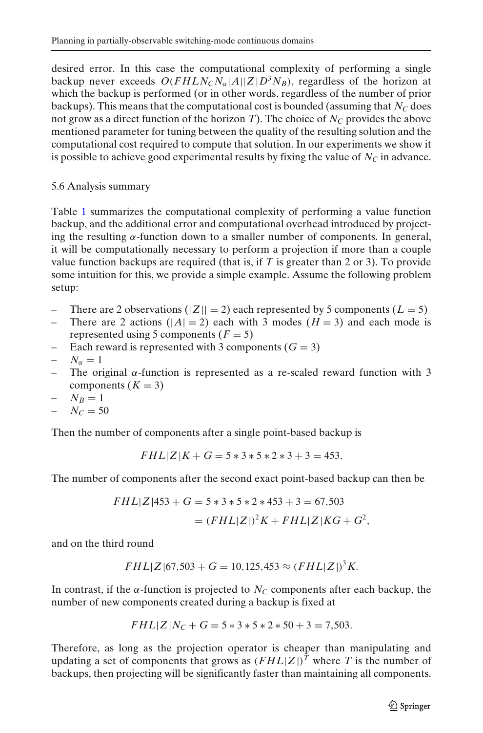desired error. In this case the computational complexity of performing a single backup never exceeds $O(FHLN_C N_\alpha |A||Z|D^3 N_B)$, regardless of the horizon at which the backup is performed (or in other words, regardless of the number of prior backups). This means that the computational cost is bounded (assuming that $N_C$ does not grow as a direct function of the horizon $T$). The choice of $N_C$ provides the above mentioned parameter for tuning between the quality of the resulting solution and the computational cost required to compute that solution. In our experiments we show it is possible to achieve good experimental results by fixing the value of $N_C$ in advance.

### 5.6 Analysis summary

Table 1 summarizes the computational complexity of performing a value function backup, and the additional error and computational overhead introduced by projecting the resulting $\alpha$-function down to a smaller number of components. In general, it will be computationally necessary to perform a projection if more than a couple value function backups are required (that is, if $T$ is greater than 2 or 3). To provide some intuition for this, we provide a simple example. Assume the following problem setup:

- There are 2 observations ($|Z|| = 2$) each represented by 5 components ($L = 5$)
- There are 2 actions ($|A| = 2$) each with 3 modes ($H = 3$) and each mode is represented using 5 components ($F = 5$)
- Each reward is represented with 3 components ($G = 3$)
- $N_\alpha = 1$
- The original $\alpha$-function is represented as a re-scaled reward function with 3 components ($K = 3$)
- $N_B = 1$
- $N_C = 50$

Then the number of components after a single point-based backup is

$$FHL|Z|K + G = 5 * 3 * 5 * 2 * 3 + 3 = 453.$$

The number of components after the second exact point-based backup can then be

$$\begin{aligned} FHL|Z|453 + G &= 5 * 3 * 5 * 2 * 453 + 3 = 67{,}503 \\ &= (FHL|Z|)^2 K + FHL|Z|KG + G^2, \end{aligned}$$

and on the third round

$$FHL|Z|67{,}503 + G = 10{,}125{,}453 \approx (FHL|Z|)^3 K.$$

In contrast, if the $\alpha$-function is projected to $N_C$ components after each backup, the number of new components created during a backup is fixed at

$$FHL|Z|N_C + G = 5 * 3 * 5 * 2 * 50 + 3 = 7{,}503.$$

Therefore, as long as the projection operator is cheaper than manipulating and updating a set of components that grows as $(FHL|Z|)^T$ where $T$ is the number of backups, then projecting will be significantly faster than maintaining all components.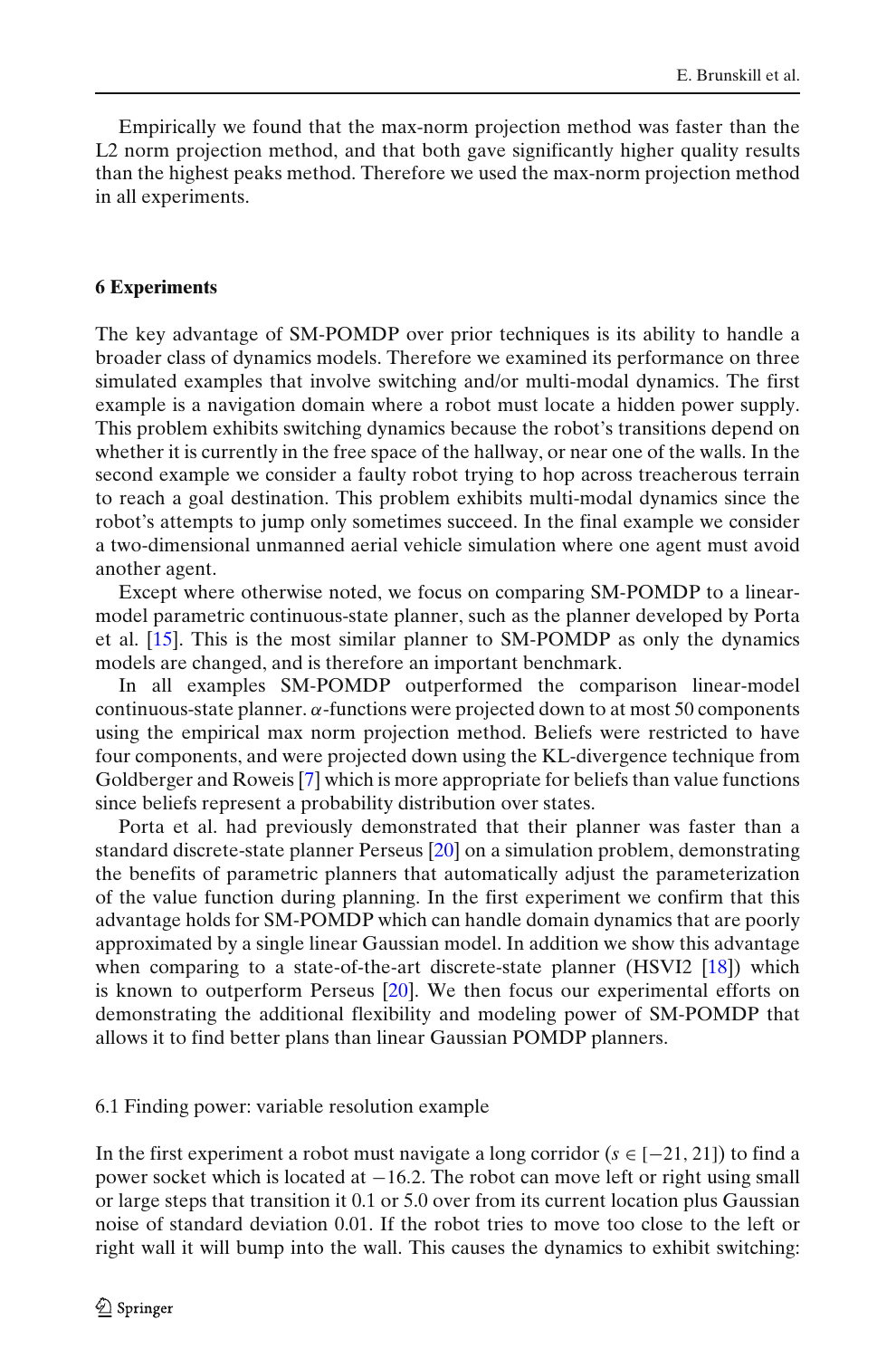Empirically we found that the max-norm projection method was faster than the L2 norm projection method, and that both gave significantly higher quality results than the highest peaks method. Therefore we used the max-norm projection method in all experiments.

## 6 Experiments

The key advantage of SM-POMDP over prior techniques is its ability to handle a broader class of dynamics models. Therefore we examined its performance on three simulated examples that involve switching and/or multi-modal dynamics. The first example is a navigation domain where a robot must locate a hidden power supply. This problem exhibits switching dynamics because the robot's transitions depend on whether it is currently in the free space of the hallway, or near one of the walls. In the second example we consider a faulty robot trying to hop across treacherous terrain to reach a goal destination. This problem exhibits multi-modal dynamics since the robot's attempts to jump only sometimes succeed. In the final example we consider a two-dimensional unmanned aerial vehicle simulation where one agent must avoid another agent.

Except where otherwise noted, we focus on comparing SM-POMDP to a linear-model parametric continuous-state planner, such as the planner developed by Porta et al. [15]. This is the most similar planner to SM-POMDP as only the dynamics models are changed, and is therefore an important benchmark.

In all examples SM-POMDP outperformed the comparison linear-model continuous-state planner. $\alpha$-functions were projected down to at most 50 components using the empirical max norm projection method. Beliefs were restricted to have four components, and were projected down using the KL-divergence technique from Goldberger and Roweis [7] which is more appropriate for beliefs than value functions since beliefs represent a probability distribution over states.

Porta et al. had previously demonstrated that their planner was faster than a standard discrete-state planner Perseus [20] on a simulation problem, demonstrating the benefits of parametric planners that automatically adjust the parameterization of the value function during planning. In the first experiment we confirm that this advantage holds for SM-POMDP which can handle domain dynamics that are poorly approximated by a single linear Gaussian model. In addition we show this advantage when comparing to a state-of-the-art discrete-state planner (HSVI2 [18]) which is known to outperform Perseus [20]. We then focus our experimental efforts on demonstrating the additional flexibility and modeling power of SM-POMDP that allows it to find better plans than linear Gaussian POMDP planners.

### 6.1 Finding power: variable resolution example

In the first experiment a robot must navigate a long corridor ($s \in [-21, 21]$) to find a power socket which is located at $-16.2$. The robot can move left or right using small or large steps that transition it 0.1 or 5.0 over from its current location plus Gaussian noise of standard deviation 0.01. If the robot tries to move too close to the left or right wall it will bump into the wall. This causes the dynamics to exhibit switching: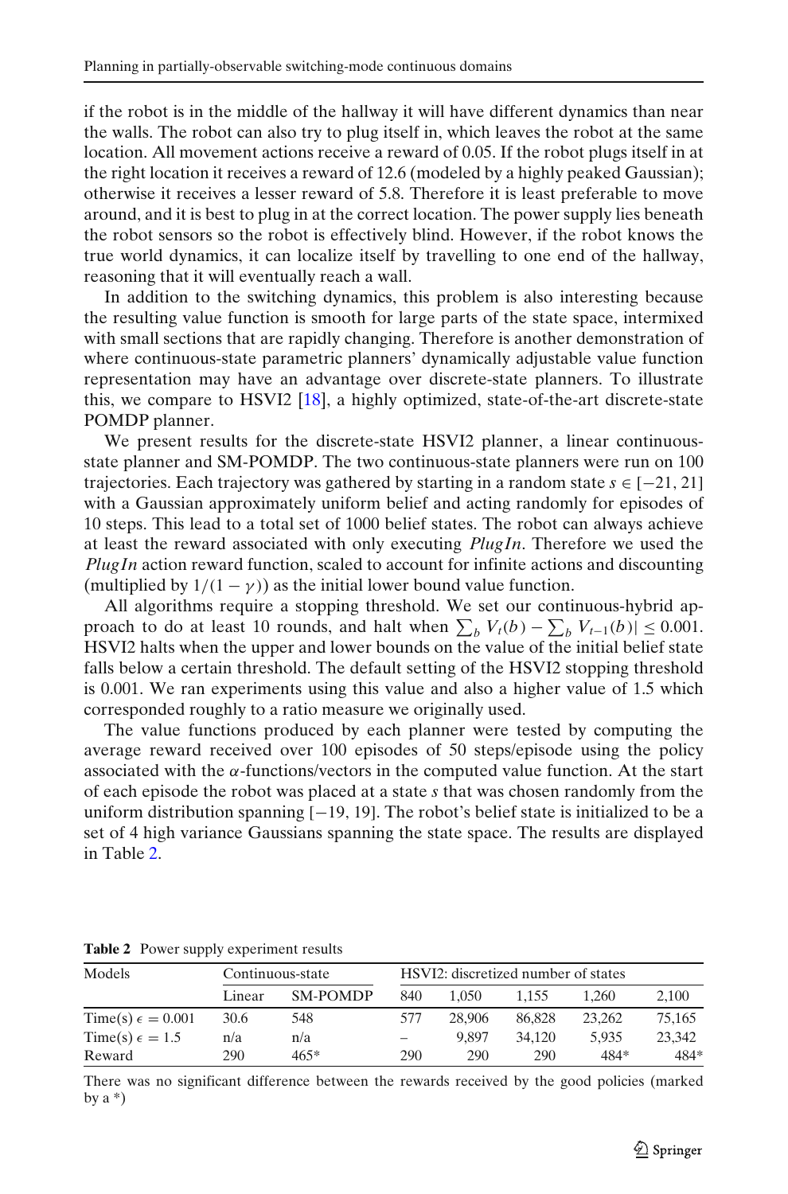if the robot is in the middle of the hallway it will have different dynamics than near the walls. The robot can also try to plug itself in, which leaves the robot at the same location. All movement actions receive a reward of 0.05. If the robot plugs itself in at the right location it receives a reward of 12.6 (modeled by a highly peaked Gaussian); otherwise it receives a lesser reward of 5.8. Therefore it is least preferable to move around, and it is best to plug in at the correct location. The power supply lies beneath the robot sensors so the robot is effectively blind. However, if the robot knows the true world dynamics, it can localize itself by travelling to one end of the hallway, reasoning that it will eventually reach a wall.

In addition to the switching dynamics, this problem is also interesting because the resulting value function is smooth for large parts of the state space, intermixed with small sections that are rapidly changing. Therefore is another demonstration of where continuous-state parametric planners' dynamically adjustable value function representation may have an advantage over discrete-state planners. To illustrate this, we compare to HSVI2 [18], a highly optimized, state-of-the-art discrete-state POMDP planner.

We present results for the discrete-state HSVI2 planner, a linear continuous-state planner and SM-POMDP. The two continuous-state planners were run on 100 trajectories. Each trajectory was gathered by starting in a random state $s \in [-21, 21]$ with a Gaussian approximately uniform belief and acting randomly for episodes of 10 steps. This lead to a total set of 1000 belief states. The robot can always achieve at least the reward associated with only executing *PlugIn*. Therefore we used the *PlugIn* action reward function, scaled to account for infinite actions and discounting (multiplied by $1/(1-\gamma)$) as the initial lower bound value function.

All algorithms require a stopping threshold. We set our continuous-hybrid approach to do at least 10 rounds, and halt when $\sum_b V_t(b) - \sum_b V_{t-1}(b)| \leq 0.001$. HSVI2 halts when the upper and lower bounds on the value of the initial belief state falls below a certain threshold. The default setting of the HSVI2 stopping threshold is 0.001. We ran experiments using this value and also a higher value of 1.5 which corresponded roughly to a ratio measure we originally used.

The value functions produced by each planner were tested by computing the average reward received over 100 episodes of 50 steps/episode using the policy associated with the $\alpha$-functions/vectors in the computed value function. At the start of each episode the robot was placed at a state $s$ that was chosen randomly from the uniform distribution spanning $[-19, 19]$. The robot's belief state is initialized to be a set of 4 high variance Gaussians spanning the state space. The results are displayed in Table 2.

**Table 2** Power supply experiment results

| Models | Continuous-state | | HSVI2: discretized number of states | | | | |
|---|---|---|---|---|---|---|---|
| | Linear | SM-POMDP | 840 | 1,050 | 1,155 | 1,260 | 2,100 |
| Time(s) $\epsilon = 0.001$ | 30.6 | 548 | 577 | 28,906 | 86,828 | 23,262 | 75,165 |
| Time(s) $\epsilon = 1.5$ | n/a | n/a | – | 9,897 | 34,120 | 5,935 | 23,342 |
| Reward | 290 | 465* | 290 | 290 | 290 | 484* | 484* |

There was no significant difference between the rewards received by the good policies (marked by a *)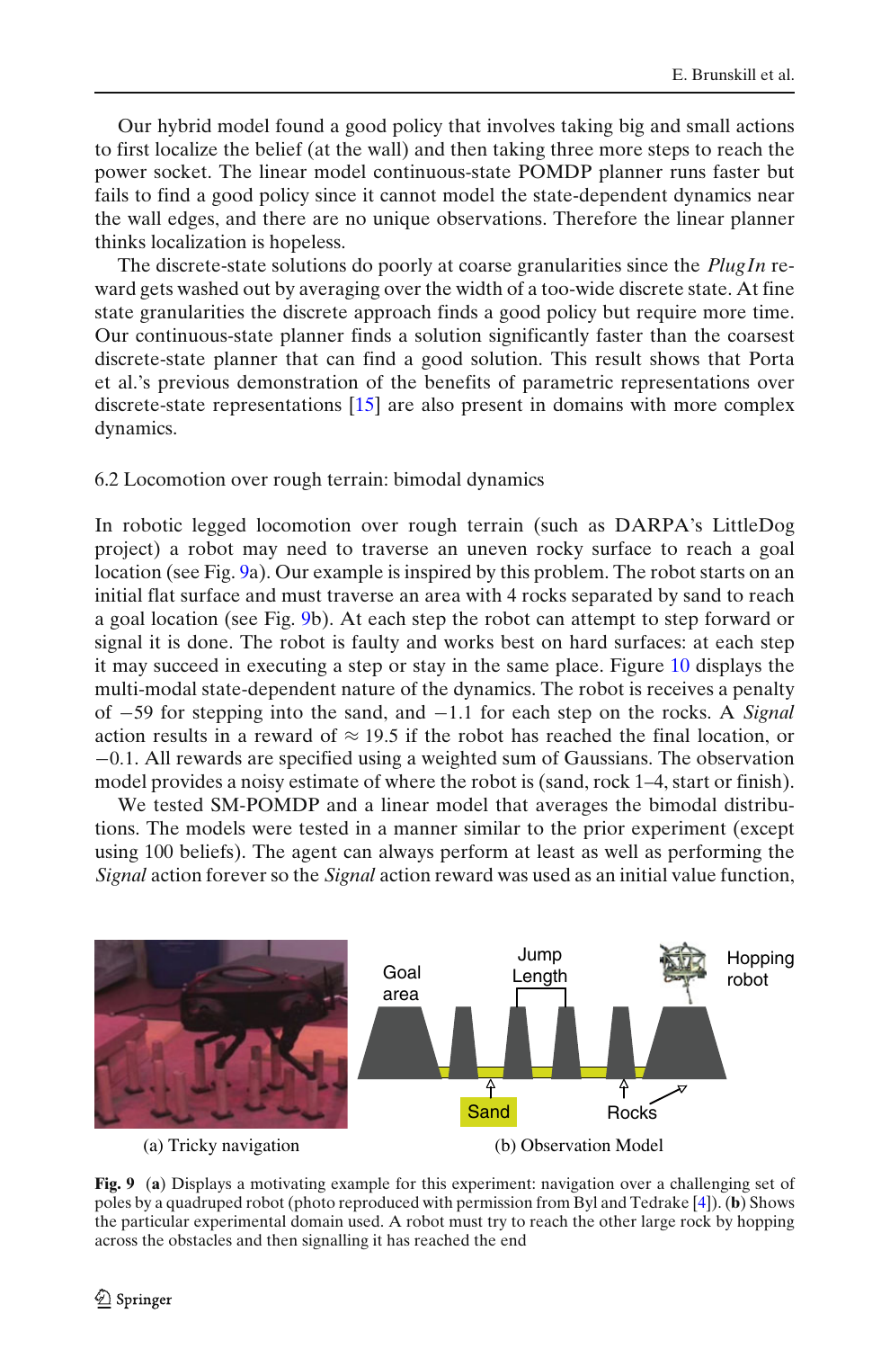Our hybrid model found a good policy that involves taking big and small actions to first localize the belief (at the wall) and then taking three more steps to reach the power socket. The linear model continuous-state POMDP planner runs faster but fails to find a good policy since it cannot model the state-dependent dynamics near the wall edges, and there are no unique observations. Therefore the linear planner thinks localization is hopeless.

The discrete-state solutions do poorly at coarse granularities since the *PlugIn* reward gets washed out by averaging over the width of a too-wide discrete state. At fine state granularities the discrete approach finds a good policy but require more time. Our continuous-state planner finds a solution significantly faster than the coarsest discrete-state planner that can find a good solution. This result shows that Porta et al.'s previous demonstration of the benefits of parametric representations over discrete-state representations [15] are also present in domains with more complex dynamics.

### 6.2 Locomotion over rough terrain: bimodal dynamics

In robotic legged locomotion over rough terrain (such as DARPA's LittleDog project) a robot may need to traverse an uneven rocky surface to reach a goal location (see Fig. 9a). Our example is inspired by this problem. The robot starts on an initial flat surface and must traverse an area with 4 rocks separated by sand to reach a goal location (see Fig. 9b). At each step the robot can attempt to step forward or signal it is done. The robot is faulty and works best on hard surfaces: at each step it may succeed in executing a step or stay in the same place. Figure 10 displays the multi-modal state-dependent nature of the dynamics. The robot is receives a penalty of $-59$ for stepping into the sand, and $-1.1$ for each step on the rocks. A *Signal* action results in a reward of $\approx 19.5$ if the robot has reached the final location, or $-0.1$. All rewards are specified using a weighted sum of Gaussians. The observation model provides a noisy estimate of where the robot is (sand, rock 1–4, start or finish).

We tested SM-POMDP and a linear model that averages the bimodal distributions. The models were tested in a manner similar to the prior experiment (except using 100 beliefs). The agent can always perform at least as well as performing the *Signal* action forever so the *Signal* action reward was used as an initial value function,

(a) Tricky navigation

(b) Observation Model

**Fig. 9** (**a**) Displays a motivating example for this experiment: navigation over a challenging set of poles by a quadruped robot (photo reproduced with permission from Byl and Tedrake [4]). (**b**) Shows the particular experimental domain used. A robot must try to reach the other large rock by hopping across the obstacles and then signalling it has reached the end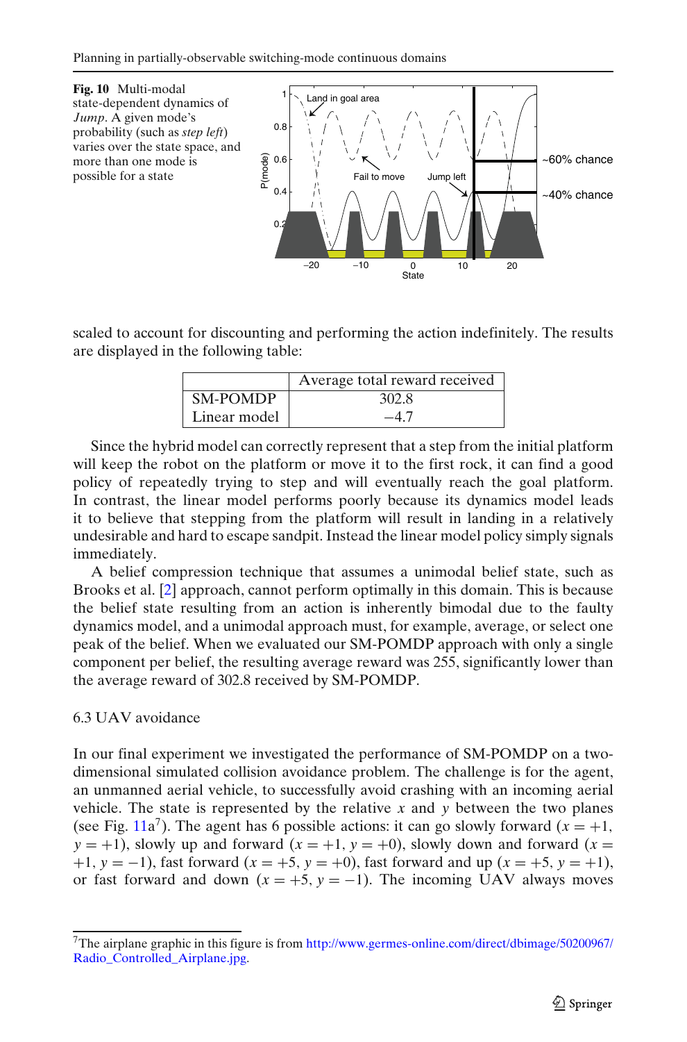**Fig. 10** Multi-modal state-dependent dynamics of *Jump*. A given mode's probability (such as *step left*) varies over the state space, and more than one mode is possible for a state

scaled to account for discounting and performing the action indefinitely. The results are displayed in the following table:

| | Average total reward received |
|---|---|
| SM-POMDP | 302.8 |
| Linear model | −4.7 |

Since the hybrid model can correctly represent that a step from the initial platform will keep the robot on the platform or move it to the first rock, it can find a good policy of repeatedly trying to step and will eventually reach the goal platform. In contrast, the linear model performs poorly because its dynamics model leads it to believe that stepping from the platform will result in landing in a relatively undesirable and hard to escape sandpit. Instead the linear model policy simply signals immediately.

A belief compression technique that assumes a unimodal belief state, such as Brooks et al. [2] approach, cannot perform optimally in this domain. This is because the belief state resulting from an action is inherently bimodal due to the faulty dynamics model, and a unimodal approach must, for example, average, or select one peak of the belief. When we evaluated our SM-POMDP approach with only a single component per belief, the resulting average reward was 255, significantly lower than the average reward of 302.8 received by SM-POMDP.

### 6.3 UAV avoidance

In our final experiment we investigated the performance of SM-POMDP on a two-dimensional simulated collision avoidance problem. The challenge is for the agent, an unmanned aerial vehicle, to successfully avoid crashing with an incoming aerial vehicle. The state is represented by the relative $x$ and $y$ between the two planes (see Fig. 11a[7]). The agent has 6 possible actions: it can go slowly forward ($x = +1$, $y = +1$), slowly up and forward ($x = +1$, $y = +0$), slowly down and forward ($x = +1$, $y = -1$), fast forward ($x = +5$, $y = +0$), fast forward and up ($x = +5$, $y = +1$), or fast forward and down ($x = +5$, $y = -1$). The incoming UAV always moves

[7] The airplane graphic in this figure is from http://www.germes-online.com/direct/dbimage/50200967/Radio_Controlled_Airplane.jpg.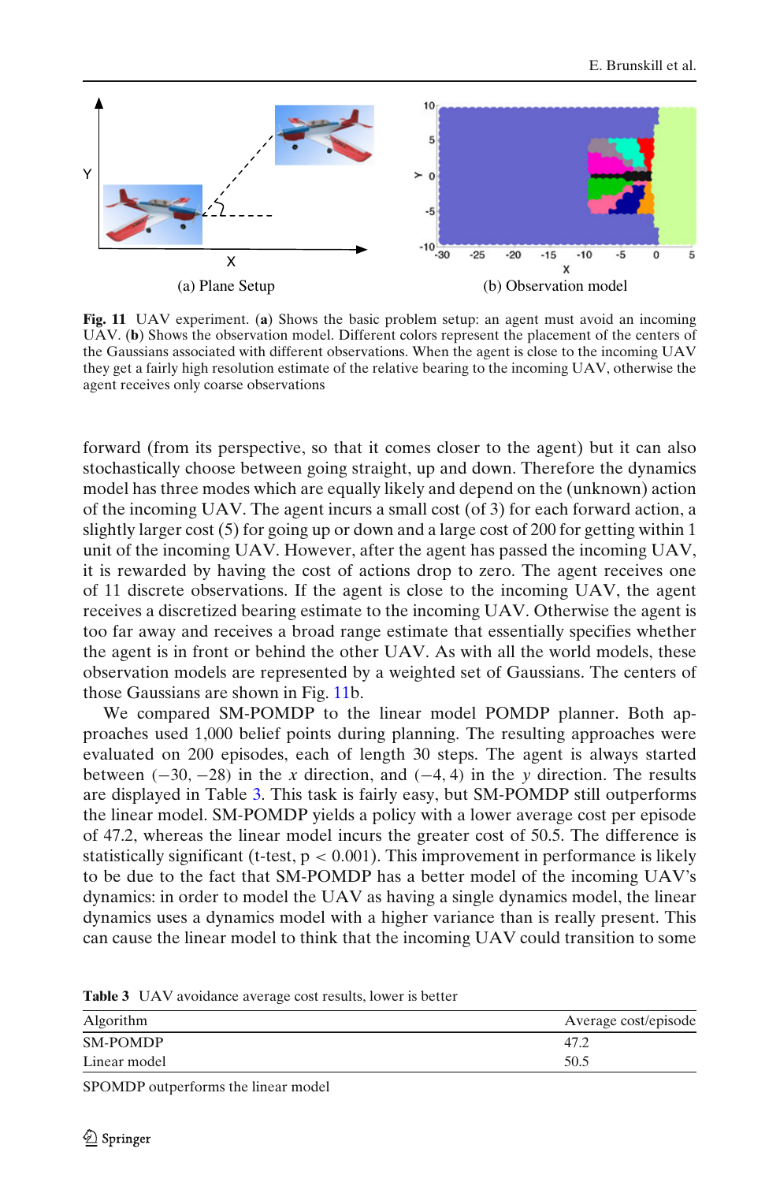(a) Plane Setup

(b) Observation model

**Fig. 11** UAV experiment. (**a**) Shows the basic problem setup: an agent must avoid an incoming UAV. (**b**) Shows the observation model. Different colors represent the placement of the centers of the Gaussians associated with different observations. When the agent is close to the incoming UAV they get a fairly high resolution estimate of the relative bearing to the incoming UAV, otherwise the agent receives only coarse observations

forward (from its perspective, so that it comes closer to the agent) but it can also stochastically choose between going straight, up and down. Therefore the dynamics model has three modes which are equally likely and depend on the (unknown) action of the incoming UAV. The agent incurs a small cost (of 3) for each forward action, a slightly larger cost (5) for going up or down and a large cost of 200 for getting within 1 unit of the incoming UAV. However, after the agent has passed the incoming UAV, it is rewarded by having the cost of actions drop to zero. The agent receives one of 11 discrete observations. If the agent is close to the incoming UAV, the agent receives a discretized bearing estimate to the incoming UAV. Otherwise the agent is too far away and receives a broad range estimate that essentially specifies whether the agent is in front or behind the other UAV. As with all the world models, these observation models are represented by a weighted set of Gaussians. The centers of those Gaussians are shown in Fig. 11b.

We compared SM-POMDP to the linear model POMDP planner. Both approaches used 1,000 belief points during planning. The resulting approaches were evaluated on 200 episodes, each of length 30 steps. The agent is always started between $(-30, -28)$ in the $x$ direction, and $(-4, 4)$ in the $y$ direction. The results are displayed in Table 3. This task is fairly easy, but SM-POMDP still outperforms the linear model. SM-POMDP yields a policy with a lower average cost per episode of 47.2, whereas the linear model incurs the greater cost of 50.5. The difference is statistically significant (t-test, $p < 0.001$). This improvement in performance is likely to be due to the fact that SM-POMDP has a better model of the incoming UAV's dynamics: in order to model the UAV as having a single dynamics model, the linear dynamics uses a dynamics model with a higher variance than is really present. This can cause the linear model to think that the incoming UAV could transition to some

**Table 3** UAV avoidance average cost results, lower is better

| Algorithm | Average cost/episode |
|---|---|
| SM-POMDP | 47.2 |
| Linear model | 50.5 |

SPOMDP outperforms the linear model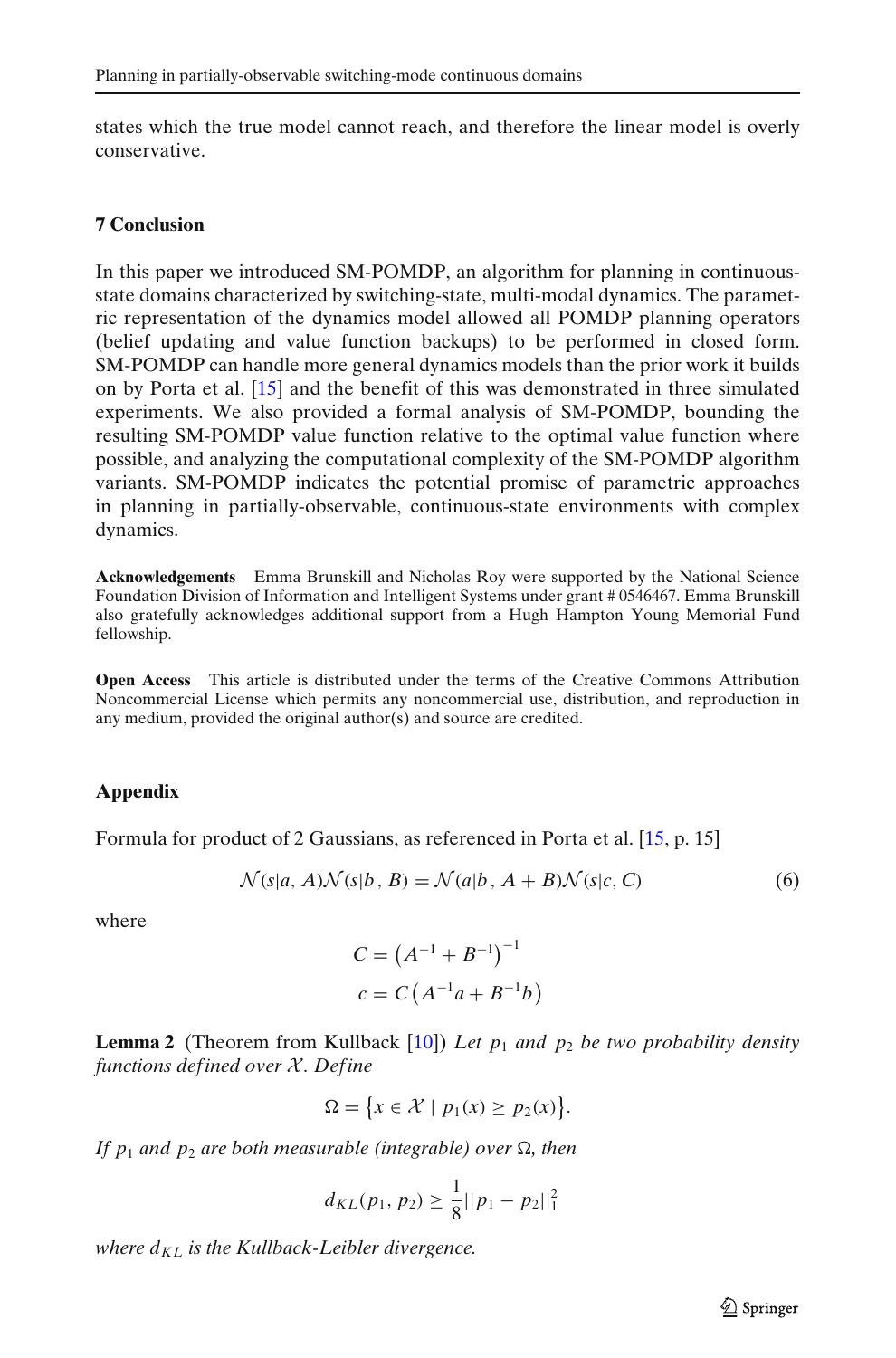states which the true model cannot reach, and therefore the linear model is overly conservative.

## 7 Conclusion

In this paper we introduced SM-POMDP, an algorithm for planning in continuous-state domains characterized by switching-state, multi-modal dynamics. The parametric representation of the dynamics model allowed all POMDP planning operators (belief updating and value function backups) to be performed in closed form. SM-POMDP can handle more general dynamics models than the prior work it builds on by Porta et al. [15] and the benefit of this was demonstrated in three simulated experiments. We also provided a formal analysis of SM-POMDP, bounding the resulting SM-POMDP value function relative to the optimal value function where possible, and analyzing the computational complexity of the SM-POMDP algorithm variants. SM-POMDP indicates the potential promise of parametric approaches in planning in partially-observable, continuous-state environments with complex dynamics.

**Acknowledgements** Emma Brunskill and Nicholas Roy were supported by the National Science Foundation Division of Information and Intelligent Systems under grant # 0546467. Emma Brunskill also gratefully acknowledges additional support from a Hugh Hampton Young Memorial Fund fellowship.

**Open Access** This article is distributed under the terms of the Creative Commons Attribution Noncommercial License which permits any noncommercial use, distribution, and reproduction in any medium, provided the original author(s) and source are credited.

## Appendix

Formula for product of 2 Gaussians, as referenced in Porta et al. [15, p. 15]

$$\mathcal{N}(s|a, A)\mathcal{N}(s|b, B) = \mathcal{N}(a|b, A+B)\mathcal{N}(s|c, C) \tag{6}$$

where

$$C = \left(A^{-1} + B^{-1}\right)^{-1}$$
$$c = C\left(A^{-1}a + B^{-1}b\right)$$

**Lemma 2** (Theorem from Kullback [10]) *Let $p_1$ and $p_2$ be two probability density functions defined over $\mathcal{X}$. Define*

$$\Omega = \left\{x \in \mathcal{X} \mid p_1(x) \geq p_2(x)\right\}.$$

*If $p_1$ and $p_2$ are both measurable (integrable) over $\Omega$, then*

$$d_{KL}(p_1, p_2) \geq \frac{1}{8}||p_1 - p_2||_1^2$$

*where $d_{KL}$ is the Kullback-Leibler divergence.*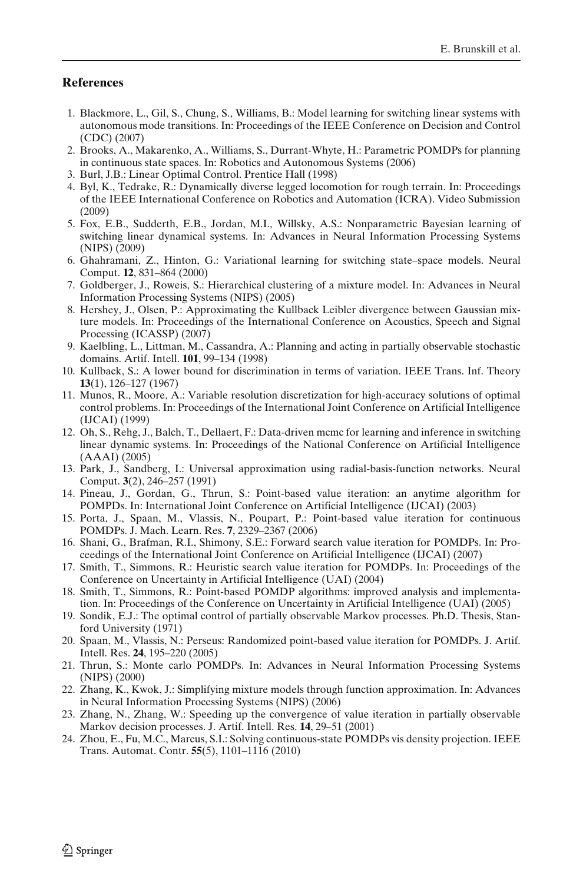## References

1. Blackmore, L., Gil, S., Chung, S., Williams, B.: Model learning for switching linear systems with autonomous mode transitions. In: Proceedings of the IEEE Conference on Decision and Control (CDC) (2007)
2. Brooks, A., Makarenko, A., Williams, S., Durrant-Whyte, H.: Parametric POMDPs for planning in continuous state spaces. In: Robotics and Autonomous Systems (2006)
3. Burl, J.B.: Linear Optimal Control. Prentice Hall (1998)
4. Byl, K., Tedrake, R.: Dynamically diverse legged locomotion for rough terrain. In: Proceedings of the IEEE International Conference on Robotics and Automation (ICRA). Video Submission (2009)
5. Fox, E.B., Sudderth, E.B., Jordan, M.I., Willsky, A.S.: Nonparametric Bayesian learning of switching linear dynamical systems. In: Advances in Neural Information Processing Systems (NIPS) (2009)
6. Ghahramani, Z., Hinton, G.: Variational learning for switching state–space models. Neural Comput. **12**, 831–864 (2000)
7. Goldberger, J., Roweis, S.: Hierarchical clustering of a mixture model. In: Advances in Neural Information Processing Systems (NIPS) (2005)
8. Hershey, J., Olsen, P.: Approximating the Kullback Leibler divergence between Gaussian mixture models. In: Proceedings of the International Conference on Acoustics, Speech and Signal Processing (ICASSP) (2007)
9. Kaelbling, L., Littman, M., Cassandra, A.: Planning and acting in partially observable stochastic domains. Artif. Intell. **101**, 99–134 (1998)
10. Kullback, S.: A lower bound for discrimination in terms of variation. IEEE Trans. Inf. Theory **13**(1), 126–127 (1967)
11. Munos, R., Moore, A.: Variable resolution discretization for high-accuracy solutions of optimal control problems. In: Proceedings of the International Joint Conference on Artificial Intelligence (IJCAI) (1999)
12. Oh, S., Rehg, J., Balch, T., Dellaert, F.: Data-driven mcmc for learning and inference in switching linear dynamic systems. In: Proceedings of the National Conference on Artificial Intelligence (AAAI) (2005)
13. Park, J., Sandberg, I.: Universal approximation using radial-basis-function networks. Neural Comput. **3**(2), 246–257 (1991)
14. Pineau, J., Gordan, G., Thrun, S.: Point-based value iteration: an anytime algorithm for POMPDs. In: International Joint Conference on Artificial Intelligence (IJCAI) (2003)
15. Porta, J., Spaan, M., Vlassis, N., Poupart, P.: Point-based value iteration for continuous POMDPs. J. Mach. Learn. Res. **7**, 2329–2367 (2006)
16. Shani, G., Brafman, R.I., Shimony, S.E.: Forward search value iteration for POMDPs. In: Proceedings of the International Joint Conference on Artificial Intelligence (IJCAI) (2007)
17. Smith, T., Simmons, R.: Heuristic search value iteration for POMDPs. In: Proceedings of the Conference on Uncertainty in Artificial Intelligence (UAI) (2004)
18. Smith, T., Simmons, R.: Point-based POMDP algorithms: improved analysis and implementation. In: Proceedings of the Conference on Uncertainty in Artificial Intelligence (UAI) (2005)
19. Sondik, E.J.: The optimal control of partially observable Markov processes. Ph.D. Thesis, Stanford University (1971)
20. Spaan, M., Vlassis, N.: Perseus: Randomized point-based value iteration for POMDPs. J. Artif. Intell. Res. **24**, 195–220 (2005)
21. Thrun, S.: Monte carlo POMDPs. In: Advances in Neural Information Processing Systems (NIPS) (2000)
22. Zhang, K., Kwok, J.: Simplifying mixture models through function approximation. In: Advances in Neural Information Processing Systems (NIPS) (2006)
23. Zhang, N., Zhang, W.: Speeding up the convergence of value iteration in partially observable Markov decision processes. J. Artif. Intell. Res. **14**, 29–51 (2001)
24. Zhou, E., Fu, M.C., Marcus, S.I.: Solving continuous-state POMDPs vis density projection. IEEE Trans. Automat. Contr. **55**(5), 1101–1116 (2010)